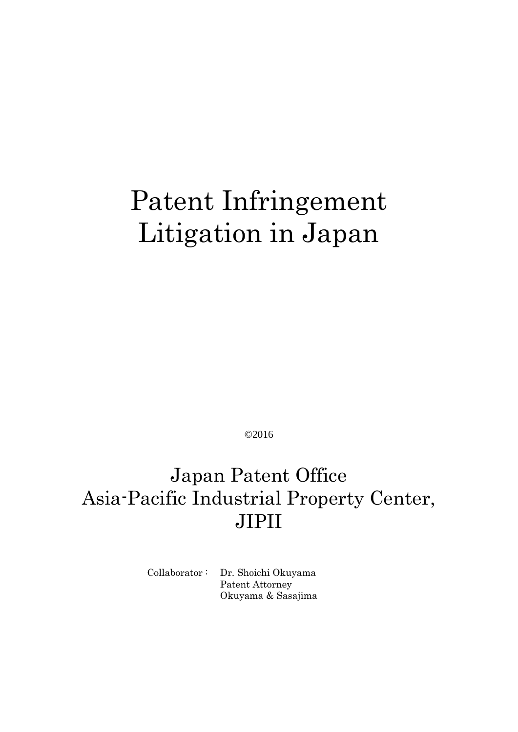# Patent Infringement Litigation in Japan

©2016

Japan Patent Office
Asia-Pacific Industrial Property Center, JIPII

Collaborator : Dr. Shoichi Okuyama
Patent Attorney
Okuyama & Sasajima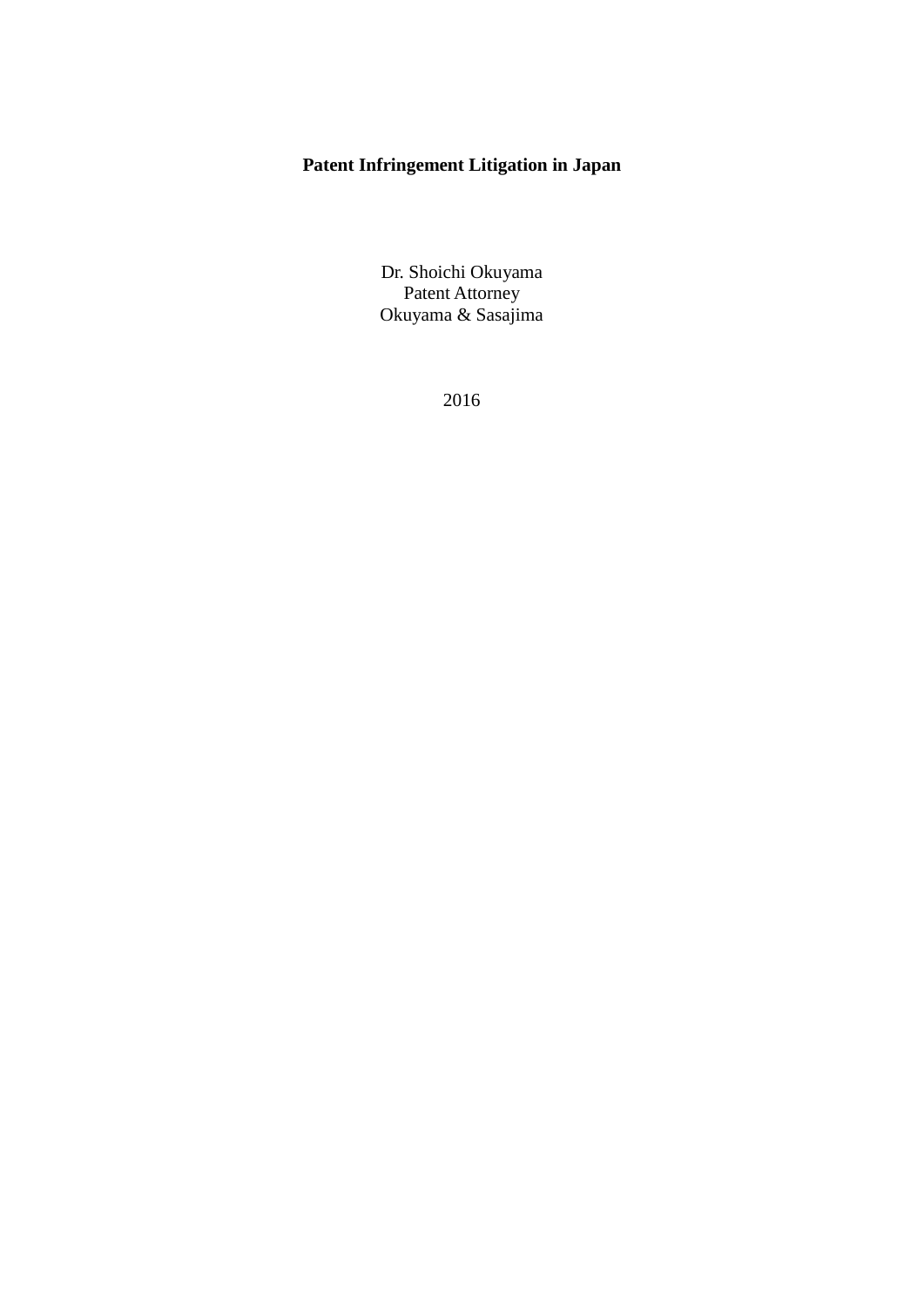# Patent Infringement Litigation in Japan

Dr. Shoichi Okuyama
Patent Attorney
Okuyama & Sasajima

2016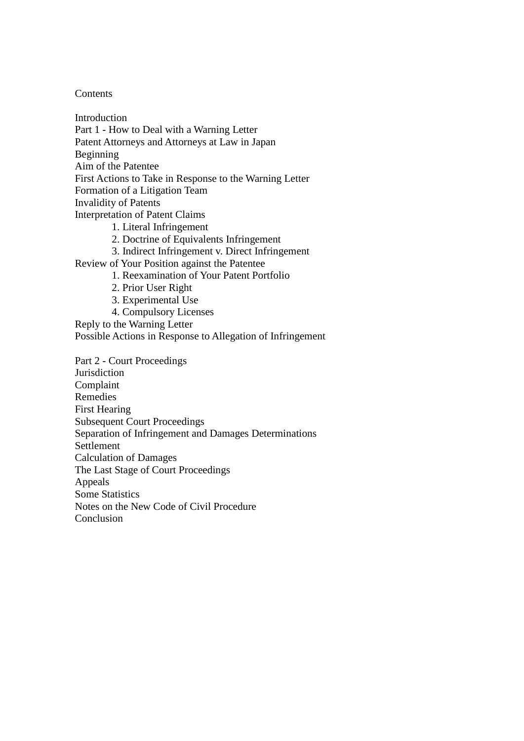# Contents

Introduction
Part 1 - How to Deal with a Warning Letter
Patent Attorneys and Attorneys at Law in Japan
Beginning
Aim of the Patentee
First Actions to Take in Response to the Warning Letter
Formation of a Litigation Team
Invalidity of Patents
Interpretation of Patent Claims

1. Literal Infringement
2. Doctrine of Equivalents Infringement
3. Indirect Infringement v. Direct Infringement

Review of Your Position against the Patentee

1. Reexamination of Your Patent Portfolio
2. Prior User Right
3. Experimental Use
4. Compulsory Licenses

Reply to the Warning Letter
Possible Actions in Response to Allegation of Infringement

Part 2 - Court Proceedings
Jurisdiction
Complaint
Remedies
First Hearing
Subsequent Court Proceedings
Separation of Infringement and Damages Determinations
Settlement
Calculation of Damages
The Last Stage of Court Proceedings
Appeals
Some Statistics
Notes on the New Code of Civil Procedure
Conclusion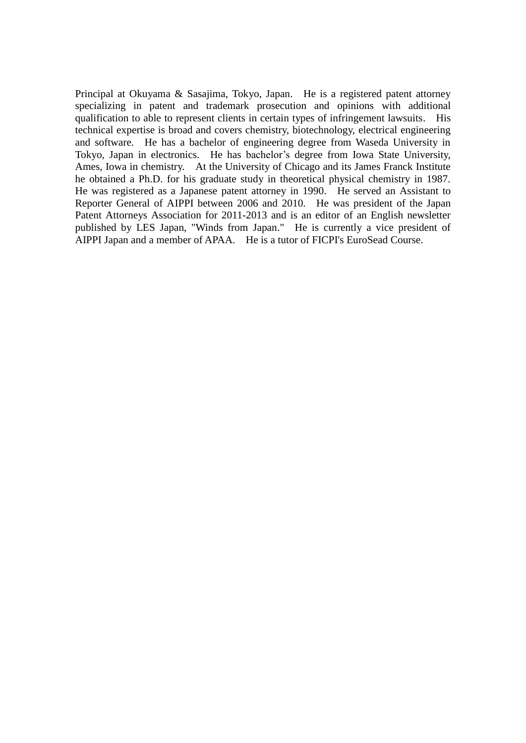Principal at Okuyama & Sasajima, Tokyo, Japan. He is a registered patent attorney specializing in patent and trademark prosecution and opinions with additional qualification to able to represent clients in certain types of infringement lawsuits. His technical expertise is broad and covers chemistry, biotechnology, electrical engineering and software. He has a bachelor of engineering degree from Waseda University in Tokyo, Japan in electronics. He has bachelor's degree from Iowa State University, Ames, Iowa in chemistry. At the University of Chicago and its James Franck Institute he obtained a Ph.D. for his graduate study in theoretical physical chemistry in 1987. He was registered as a Japanese patent attorney in 1990. He served an Assistant to Reporter General of AIPPI between 2006 and 2010. He was president of the Japan Patent Attorneys Association for 2011-2013 and is an editor of an English newsletter published by LES Japan, "Winds from Japan." He is currently a vice president of AIPPI Japan and a member of APAA. He is a tutor of FICPI's EuroSead Course.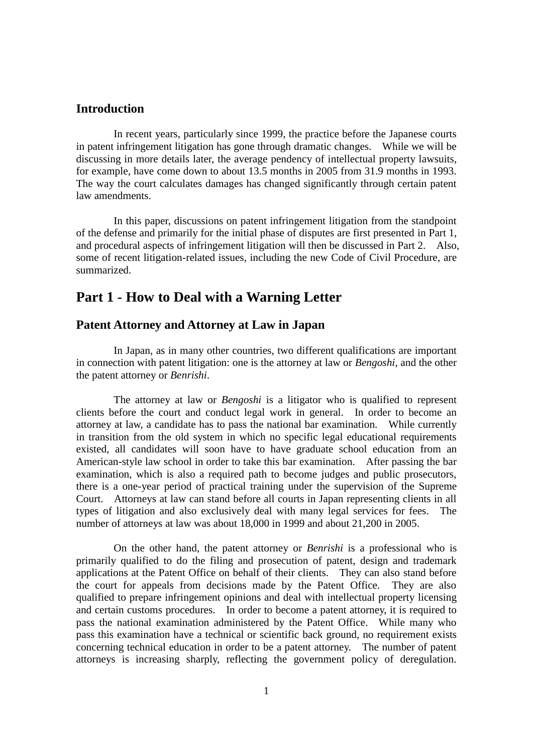## Introduction

In recent years, particularly since 1999, the practice before the Japanese courts in patent infringement litigation has gone through dramatic changes. While we will be discussing in more details later, the average pendency of intellectual property lawsuits, for example, have come down to about 13.5 months in 2005 from 31.9 months in 1993. The way the court calculates damages has changed significantly through certain patent law amendments.

In this paper, discussions on patent infringement litigation from the standpoint of the defense and primarily for the initial phase of disputes are first presented in Part 1, and procedural aspects of infringement litigation will then be discussed in Part 2. Also, some of recent litigation-related issues, including the new Code of Civil Procedure, are summarized.

# Part 1 - How to Deal with a Warning Letter

## Patent Attorney and Attorney at Law in Japan

In Japan, as in many other countries, two different qualifications are important in connection with patent litigation: one is the attorney at law or *Bengoshi*, and the other the patent attorney or *Benrishi*.

The attorney at law or *Bengoshi* is a litigator who is qualified to represent clients before the court and conduct legal work in general. In order to become an attorney at law, a candidate has to pass the national bar examination. While currently in transition from the old system in which no specific legal educational requirements existed, all candidates will soon have to have graduate school education from an American-style law school in order to take this bar examination. After passing the bar examination, which is also a required path to become judges and public prosecutors, there is a one-year period of practical training under the supervision of the Supreme Court. Attorneys at law can stand before all courts in Japan representing clients in all types of litigation and also exclusively deal with many legal services for fees. The number of attorneys at law was about 18,000 in 1999 and about 21,200 in 2005.

On the other hand, the patent attorney or *Benrishi* is a professional who is primarily qualified to do the filing and prosecution of patent, design and trademark applications at the Patent Office on behalf of their clients. They can also stand before the court for appeals from decisions made by the Patent Office. They are also qualified to prepare infringement opinions and deal with intellectual property licensing and certain customs procedures. In order to become a patent attorney, it is required to pass the national examination administered by the Patent Office. While many who pass this examination have a technical or scientific back ground, no requirement exists concerning technical education in order to be a patent attorney. The number of patent attorneys is increasing sharply, reflecting the government policy of deregulation.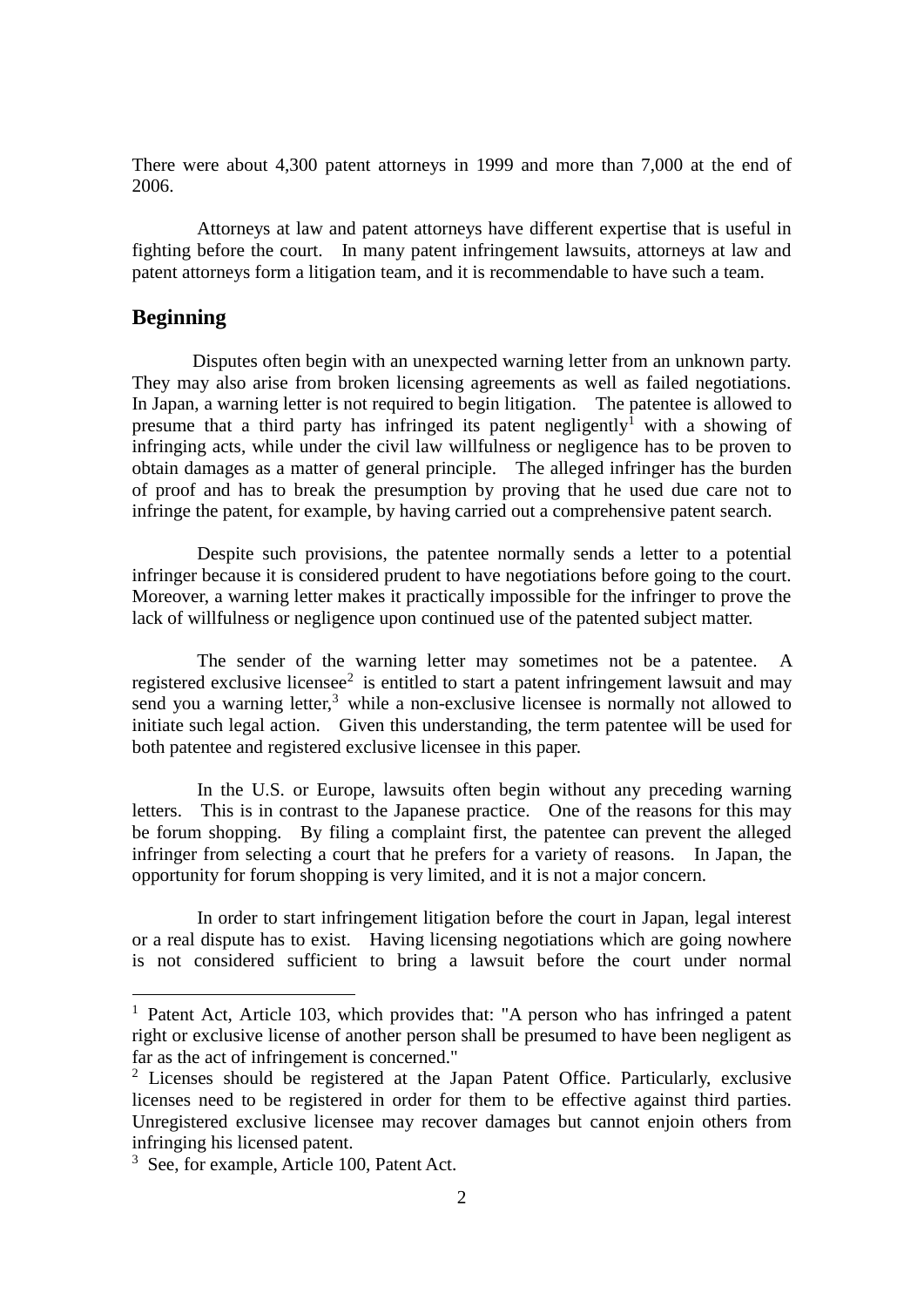There were about 4,300 patent attorneys in 1999 and more than 7,000 at the end of 2006.

Attorneys at law and patent attorneys have different expertise that is useful in fighting before the court. In many patent infringement lawsuits, attorneys at law and patent attorneys form a litigation team, and it is recommendable to have such a team.

## Beginning

Disputes often begin with an unexpected warning letter from an unknown party. They may also arise from broken licensing agreements as well as failed negotiations. In Japan, a warning letter is not required to begin litigation. The patentee is allowed to presume that a third party has infringed its patent negligently[1] with a showing of infringing acts, while under the civil law willfulness or negligence has to be proven to obtain damages as a matter of general principle. The alleged infringer has the burden of proof and has to break the presumption by proving that he used due care not to infringe the patent, for example, by having carried out a comprehensive patent search.

Despite such provisions, the patentee normally sends a letter to a potential infringer because it is considered prudent to have negotiations before going to the court. Moreover, a warning letter makes it practically impossible for the infringer to prove the lack of willfulness or negligence upon continued use of the patented subject matter.

The sender of the warning letter may sometimes not be a patentee. A registered exclusive licensee[2] is entitled to start a patent infringement lawsuit and may send you a warning letter,[3] while a non-exclusive licensee is normally not allowed to initiate such legal action. Given this understanding, the term patentee will be used for both patentee and registered exclusive licensee in this paper.

In the U.S. or Europe, lawsuits often begin without any preceding warning letters. This is in contrast to the Japanese practice. One of the reasons for this may be forum shopping. By filing a complaint first, the patentee can prevent the alleged infringer from selecting a court that he prefers for a variety of reasons. In Japan, the opportunity for forum shopping is very limited, and it is not a major concern.

In order to start infringement litigation before the court in Japan, legal interest or a real dispute has to exist. Having licensing negotiations which are going nowhere is not considered sufficient to bring a lawsuit before the court under normal

---

[1] Patent Act, Article 103, which provides that: "A person who has infringed a patent right or exclusive license of another person shall be presumed to have been negligent as far as the act of infringement is concerned."

[2] Licenses should be registered at the Japan Patent Office. Particularly, exclusive licenses need to be registered in order for them to be effective against third parties. Unregistered exclusive licensee may recover damages but cannot enjoin others from infringing his licensed patent.

[3] See, for example, Article 100, Patent Act.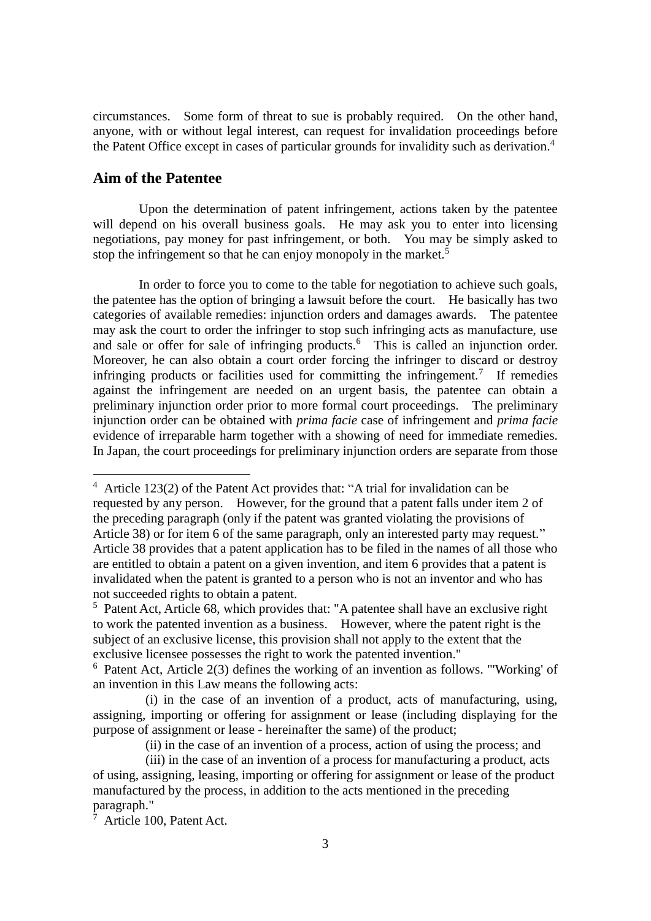circumstances. Some form of threat to sue is probably required. On the other hand, anyone, with or without legal interest, can request for invalidation proceedings before the Patent Office except in cases of particular grounds for invalidity such as derivation.[4]

## Aim of the Patentee

Upon the determination of patent infringement, actions taken by the patentee will depend on his overall business goals. He may ask you to enter into licensing negotiations, pay money for past infringement, or both. You may be simply asked to stop the infringement so that he can enjoy monopoly in the market.[5]

In order to force you to come to the table for negotiation to achieve such goals, the patentee has the option of bringing a lawsuit before the court. He basically has two categories of available remedies: injunction orders and damages awards. The patentee may ask the court to order the infringer to stop such infringing acts as manufacture, use and sale or offer for sale of infringing products.[6] This is called an injunction order. Moreover, he can also obtain a court order forcing the infringer to discard or destroy infringing products or facilities used for committing the infringement.[7] If remedies against the infringement are needed on an urgent basis, the patentee can obtain a preliminary injunction order prior to more formal court proceedings. The preliminary injunction order can be obtained with *prima facie* case of infringement and *prima facie* evidence of irreparable harm together with a showing of need for immediate remedies. In Japan, the court proceedings for preliminary injunction orders are separate from those

---

[4] Article 123(2) of the Patent Act provides that: "A trial for invalidation can be requested by any person. However, for the ground that a patent falls under item 2 of the preceding paragraph (only if the patent was granted violating the provisions of Article 38) or for item 6 of the same paragraph, only an interested party may request." Article 38 provides that a patent application has to be filed in the names of all those who are entitled to obtain a patent on a given invention, and item 6 provides that a patent is invalidated when the patent is granted to a person who is not an inventor and who has not succeeded rights to obtain a patent.

[5] Patent Act, Article 68, which provides that: "A patentee shall have an exclusive right to work the patented invention as a business. However, where the patent right is the subject of an exclusive license, this provision shall not apply to the extent that the exclusive licensee possesses the right to work the patented invention."

[6] Patent Act, Article 2(3) defines the working of an invention as follows. "'Working' of an invention in this Law means the following acts:

(i) in the case of an invention of a product, acts of manufacturing, using, assigning, importing or offering for assignment or lease (including displaying for the purpose of assignment or lease - hereinafter the same) of the product;

(ii) in the case of an invention of a process, action of using the process; and

(iii) in the case of an invention of a process for manufacturing a product, acts of using, assigning, leasing, importing or offering for assignment or lease of the product manufactured by the process, in addition to the acts mentioned in the preceding paragraph."

[7] Article 100, Patent Act.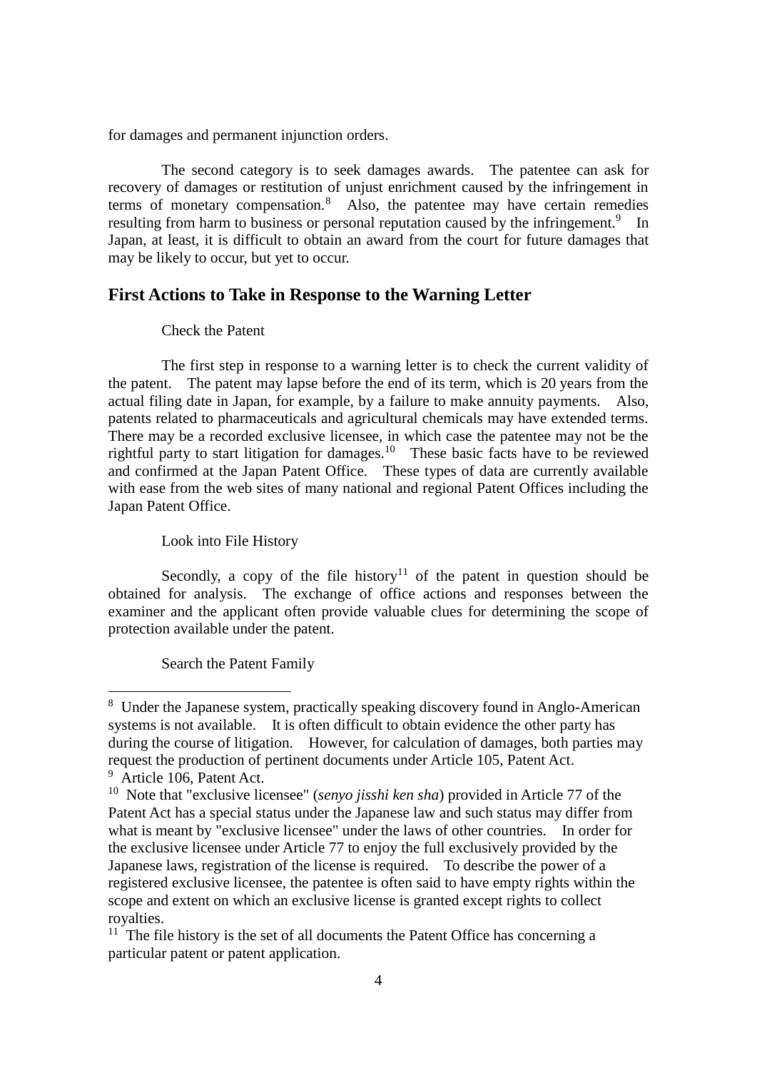for damages and permanent injunction orders.

The second category is to seek damages awards. The patentee can ask for recovery of damages or restitution of unjust enrichment caused by the infringement in terms of monetary compensation.[8] Also, the patentee may have certain remedies resulting from harm to business or personal reputation caused by the infringement.[9] In Japan, at least, it is difficult to obtain an award from the court for future damages that may be likely to occur, but yet to occur.

## First Actions to Take in Response to the Warning Letter

Check the Patent

The first step in response to a warning letter is to check the current validity of the patent. The patent may lapse before the end of its term, which is 20 years from the actual filing date in Japan, for example, by a failure to make annuity payments. Also, patents related to pharmaceuticals and agricultural chemicals may have extended terms. There may be a recorded exclusive licensee, in which case the patentee may not be the rightful party to start litigation for damages.[10] These basic facts have to be reviewed and confirmed at the Japan Patent Office. These types of data are currently available with ease from the web sites of many national and regional Patent Offices including the Japan Patent Office.

Look into File History

Secondly, a copy of the file history[11] of the patent in question should be obtained for analysis. The exchange of office actions and responses between the examiner and the applicant often provide valuable clues for determining the scope of protection available under the patent.

Search the Patent Family

---

[8] Under the Japanese system, practically speaking discovery found in Anglo-American systems is not available. It is often difficult to obtain evidence the other party has during the course of litigation. However, for calculation of damages, both parties may request the production of pertinent documents under Article 105, Patent Act.

[9] Article 106, Patent Act.

[10] Note that "exclusive licensee" (*senyo jisshi ken sha*) provided in Article 77 of the Patent Act has a special status under the Japanese law and such status may differ from what is meant by "exclusive licensee" under the laws of other countries. In order for the exclusive licensee under Article 77 to enjoy the full exclusively provided by the Japanese laws, registration of the license is required. To describe the power of a registered exclusive licensee, the patentee is often said to have empty rights within the scope and extent on which an exclusive license is granted except rights to collect royalties.

[11] The file history is the set of all documents the Patent Office has concerning a particular patent or patent application.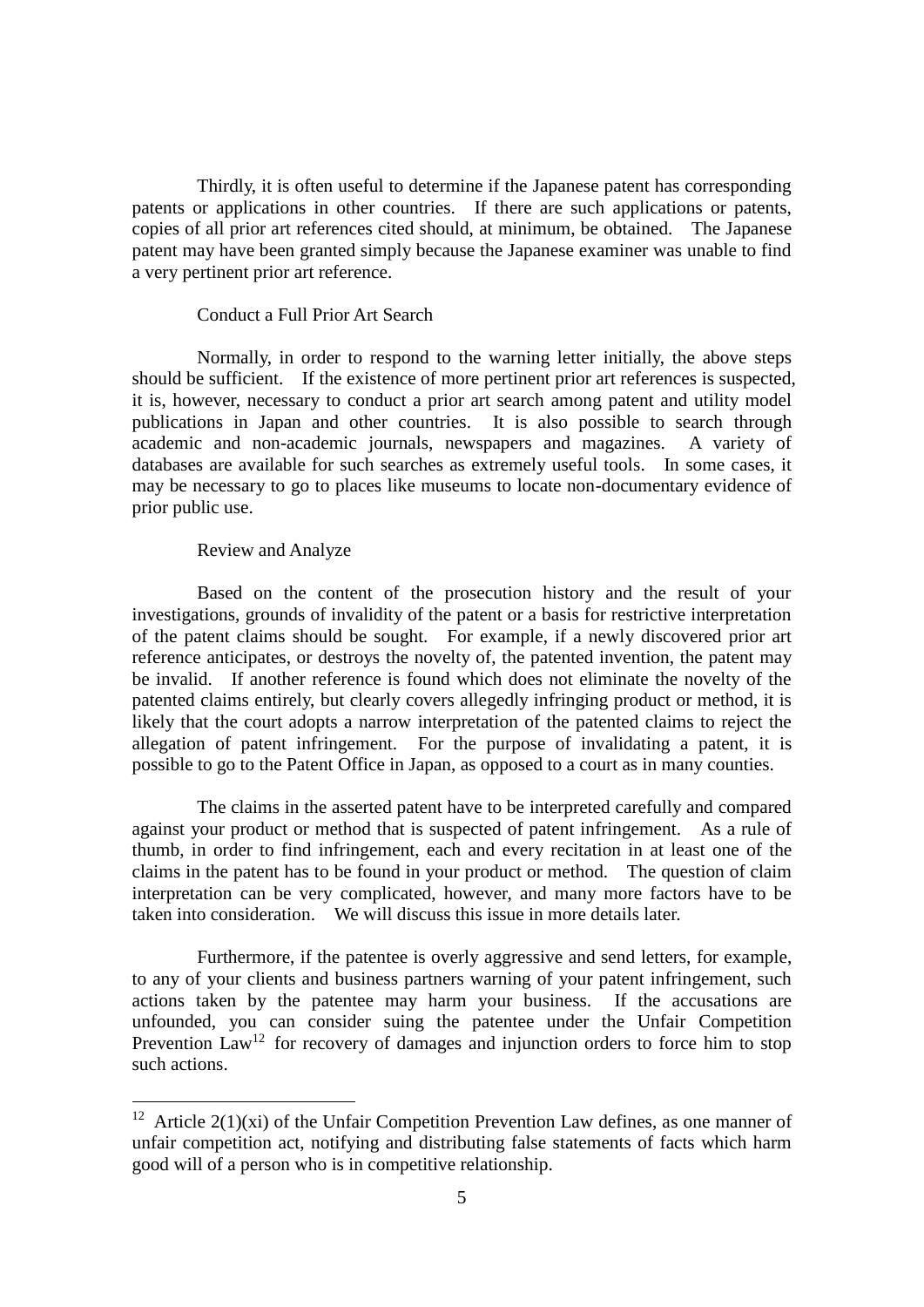Thirdly, it is often useful to determine if the Japanese patent has corresponding patents or applications in other countries. If there are such applications or patents, copies of all prior art references cited should, at minimum, be obtained. The Japanese patent may have been granted simply because the Japanese examiner was unable to find a very pertinent prior art reference.

### Conduct a Full Prior Art Search

Normally, in order to respond to the warning letter initially, the above steps should be sufficient. If the existence of more pertinent prior art references is suspected, it is, however, necessary to conduct a prior art search among patent and utility model publications in Japan and other countries. It is also possible to search through academic and non-academic journals, newspapers and magazines. A variety of databases are available for such searches as extremely useful tools. In some cases, it may be necessary to go to places like museums to locate non-documentary evidence of prior public use.

### Review and Analyze

Based on the content of the prosecution history and the result of your investigations, grounds of invalidity of the patent or a basis for restrictive interpretation of the patent claims should be sought. For example, if a newly discovered prior art reference anticipates, or destroys the novelty of, the patented invention, the patent may be invalid. If another reference is found which does not eliminate the novelty of the patented claims entirely, but clearly covers allegedly infringing product or method, it is likely that the court adopts a narrow interpretation of the patented claims to reject the allegation of patent infringement. For the purpose of invalidating a patent, it is possible to go to the Patent Office in Japan, as opposed to a court as in many counties.

The claims in the asserted patent have to be interpreted carefully and compared against your product or method that is suspected of patent infringement. As a rule of thumb, in order to find infringement, each and every recitation in at least one of the claims in the patent has to be found in your product or method. The question of claim interpretation can be very complicated, however, and many more factors have to be taken into consideration. We will discuss this issue in more details later.

Furthermore, if the patentee is overly aggressive and send letters, for example, to any of your clients and business partners warning of your patent infringement, such actions taken by the patentee may harm your business. If the accusations are unfounded, you can consider suing the patentee under the Unfair Competition Prevention Law[12] for recovery of damages and injunction orders to force him to stop such actions.

---

[12] Article 2(1)(xi) of the Unfair Competition Prevention Law defines, as one manner of unfair competition act, notifying and distributing false statements of facts which harm good will of a person who is in competitive relationship.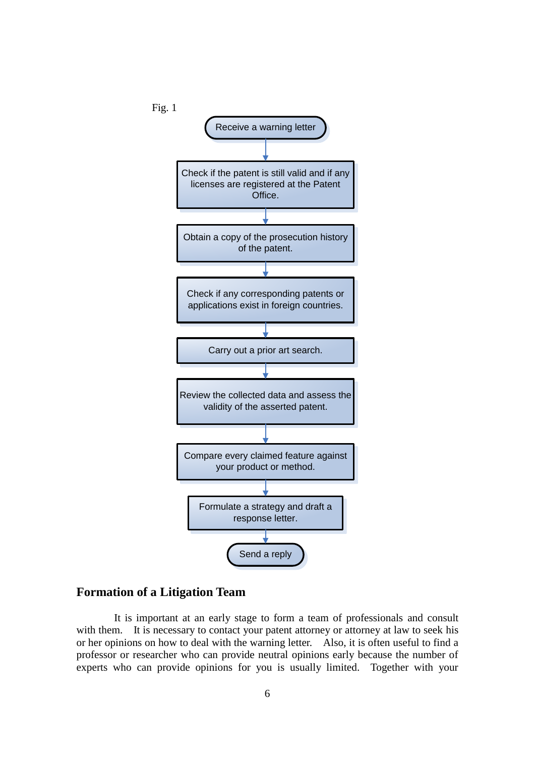Fig. 1

Receive a warning letter

↓

Check if the patent is still valid and if any licenses are registered at the Patent Office.

↓

Obtain a copy of the prosecution history of the patent.

↓

Check if any corresponding patents or applications exist in foreign countries.

↓

Carry out a prior art search.

↓

Review the collected data and assess the validity of the asserted patent.

↓

Compare every claimed feature against your product or method.

↓

Formulate a strategy and draft a response letter.

↓

Send a reply

## Formation of a Litigation Team

It is important at an early stage to form a team of professionals and consult with them. It is necessary to contact your patent attorney or attorney at law to seek his or her opinions on how to deal with the warning letter. Also, it is often useful to find a professor or researcher who can provide neutral opinions early because the number of experts who can provide opinions for you is usually limited. Together with your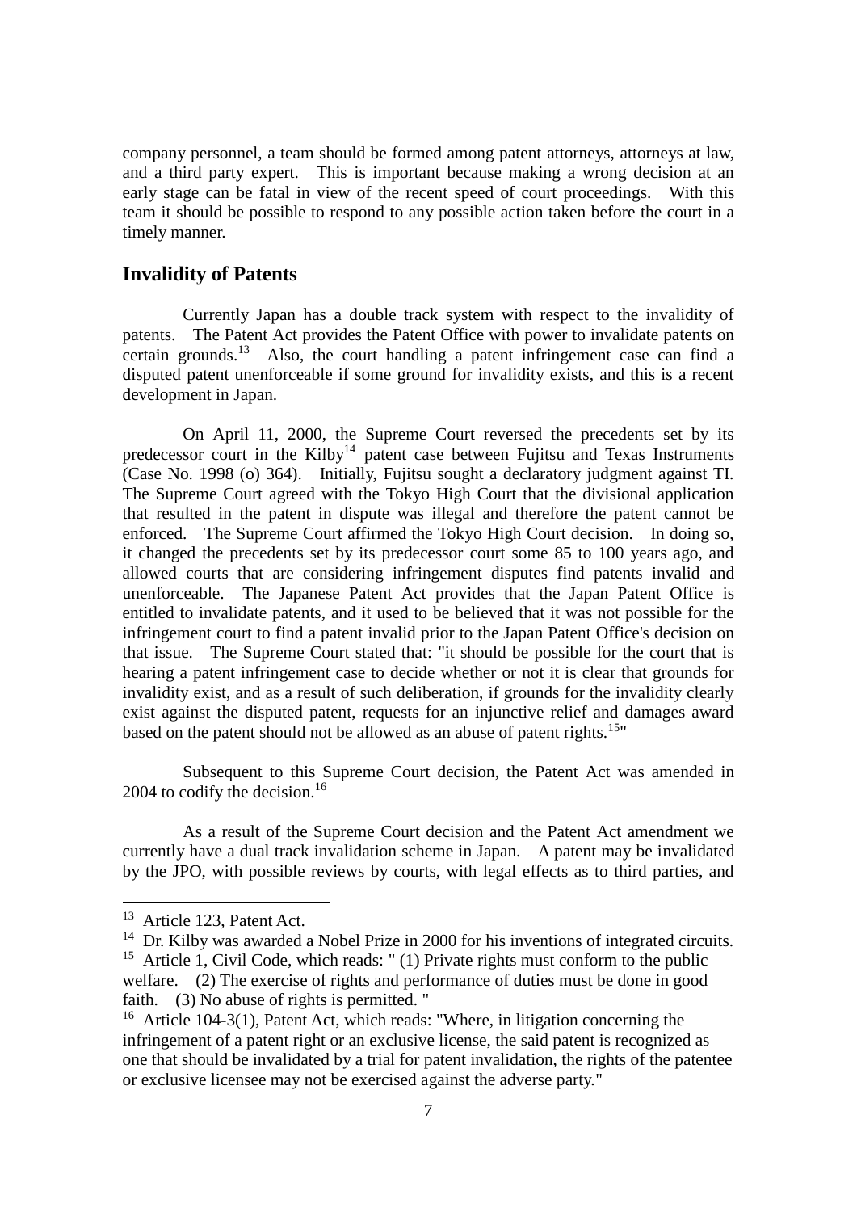company personnel, a team should be formed among patent attorneys, attorneys at law, and a third party expert. This is important because making a wrong decision at an early stage can be fatal in view of the recent speed of court proceedings. With this team it should be possible to respond to any possible action taken before the court in a timely manner.

## Invalidity of Patents

Currently Japan has a double track system with respect to the invalidity of patents. The Patent Act provides the Patent Office with power to invalidate patents on certain grounds.[13] Also, the court handling a patent infringement case can find a disputed patent unenforceable if some ground for invalidity exists, and this is a recent development in Japan.

On April 11, 2000, the Supreme Court reversed the precedents set by its predecessor court in the Kilby[14] patent case between Fujitsu and Texas Instruments (Case No. 1998 (o) 364). Initially, Fujitsu sought a declaratory judgment against TI. The Supreme Court agreed with the Tokyo High Court that the divisional application that resulted in the patent in dispute was illegal and therefore the patent cannot be enforced. The Supreme Court affirmed the Tokyo High Court decision. In doing so, it changed the precedents set by its predecessor court some 85 to 100 years ago, and allowed courts that are considering infringement disputes find patents invalid and unenforceable. The Japanese Patent Act provides that the Japan Patent Office is entitled to invalidate patents, and it used to be believed that it was not possible for the infringement court to find a patent invalid prior to the Japan Patent Office's decision on that issue. The Supreme Court stated that: "it should be possible for the court that is hearing a patent infringement case to decide whether or not it is clear that grounds for invalidity exist, and as a result of such deliberation, if grounds for the invalidity clearly exist against the disputed patent, requests for an injunctive relief and damages award based on the patent should not be allowed as an abuse of patent rights.[15]"

Subsequent to this Supreme Court decision, the Patent Act was amended in 2004 to codify the decision.[16]

As a result of the Supreme Court decision and the Patent Act amendment we currently have a dual track invalidation scheme in Japan. A patent may be invalidated by the JPO, with possible reviews by courts, with legal effects as to third parties, and

---

[13] Article 123, Patent Act.

[14] Dr. Kilby was awarded a Nobel Prize in 2000 for his inventions of integrated circuits.

[15] Article 1, Civil Code, which reads: " (1) Private rights must conform to the public welfare. (2) The exercise of rights and performance of duties must be done in good faith. (3) No abuse of rights is permitted. "

[16] Article 104-3(1), Patent Act, which reads: "Where, in litigation concerning the infringement of a patent right or an exclusive license, the said patent is recognized as one that should be invalidated by a trial for patent invalidation, the rights of the patentee or exclusive licensee may not be exercised against the adverse party."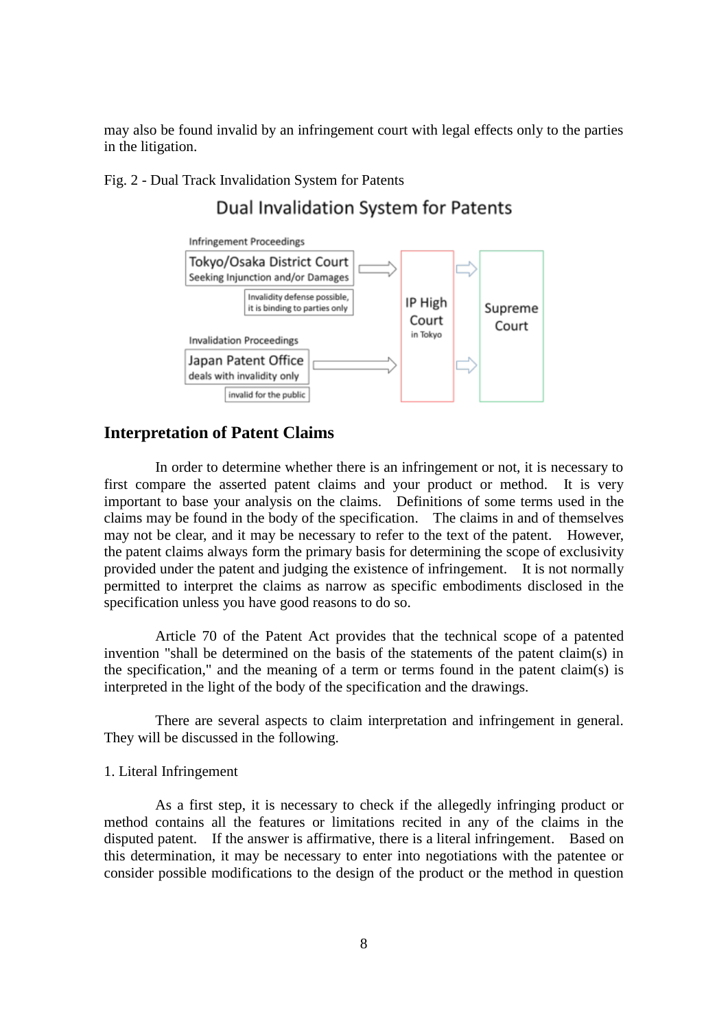may also be found invalid by an infringement court with legal effects only to the parties in the litigation.

Fig. 2 - Dual Track Invalidation System for Patents

Dual Invalidation System for Patents

Infringement Proceedings

Tokyo/Osaka District Court
Seeking Injunction and/or Damages

Invalidity defense possible, it is binding to parties only

Invalidation Proceedings

Japan Patent Office
deals with invalidity only

invalid for the public

IP High Court
in Tokyo

Supreme Court

## Interpretation of Patent Claims

In order to determine whether there is an infringement or not, it is necessary to first compare the asserted patent claims and your product or method. It is very important to base your analysis on the claims. Definitions of some terms used in the claims may be found in the body of the specification. The claims in and of themselves may not be clear, and it may be necessary to refer to the text of the patent. However, the patent claims always form the primary basis for determining the scope of exclusivity provided under the patent and judging the existence of infringement. It is not normally permitted to interpret the claims as narrow as specific embodiments disclosed in the specification unless you have good reasons to do so.

Article 70 of the Patent Act provides that the technical scope of a patented invention "shall be determined on the basis of the statements of the patent claim(s) in the specification," and the meaning of a term or terms found in the patent claim(s) is interpreted in the light of the body of the specification and the drawings.

There are several aspects to claim interpretation and infringement in general. They will be discussed in the following.

1. Literal Infringement

As a first step, it is necessary to check if the allegedly infringing product or method contains all the features or limitations recited in any of the claims in the disputed patent. If the answer is affirmative, there is a literal infringement. Based on this determination, it may be necessary to enter into negotiations with the patentee or consider possible modifications to the design of the product or the method in question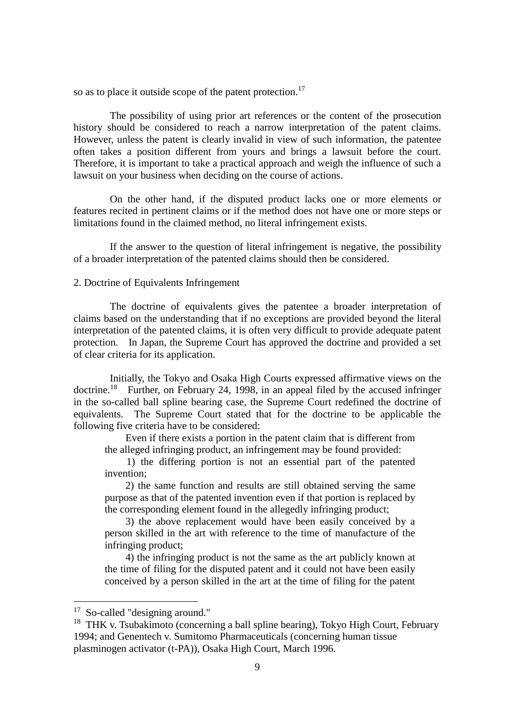so as to place it outside scope of the patent protection.[17]

The possibility of using prior art references or the content of the prosecution history should be considered to reach a narrow interpretation of the patent claims. However, unless the patent is clearly invalid in view of such information, the patentee often takes a position different from yours and brings a lawsuit before the court. Therefore, it is important to take a practical approach and weigh the influence of such a lawsuit on your business when deciding on the course of actions.

On the other hand, if the disputed product lacks one or more elements or features recited in pertinent claims or if the method does not have one or more steps or limitations found in the claimed method, no literal infringement exists.

If the answer to the question of literal infringement is negative, the possibility of a broader interpretation of the patented claims should then be considered.

2. Doctrine of Equivalents Infringement

The doctrine of equivalents gives the patentee a broader interpretation of claims based on the understanding that if no exceptions are provided beyond the literal interpretation of the patented claims, it is often very difficult to provide adequate patent protection. In Japan, the Supreme Court has approved the doctrine and provided a set of clear criteria for its application.

Initially, the Tokyo and Osaka High Courts expressed affirmative views on the doctrine.[18] Further, on February 24, 1998, in an appeal filed by the accused infringer in the so-called ball spline bearing case, the Supreme Court redefined the doctrine of equivalents. The Supreme Court stated that for the doctrine to be applicable the following five criteria have to be considered:

> Even if there exists a portion in the patent claim that is different from the alleged infringing product, an infringement may be found provided:
>
> 1) the differing portion is not an essential part of the patented invention;
>
> 2) the same function and results are still obtained serving the same purpose as that of the patented invention even if that portion is replaced by the corresponding element found in the allegedly infringing product;
>
> 3) the above replacement would have been easily conceived by a person skilled in the art with reference to the time of manufacture of the infringing product;
>
> 4) the infringing product is not the same as the art publicly known at the time of filing for the disputed patent and it could not have been easily conceived by a person skilled in the art at the time of filing for the patent

---

[17] So-called "designing around."

[18] THK v. Tsubakimoto (concerning a ball spline bearing), Tokyo High Court, February 1994; and Genentech v. Sumitomo Pharmaceuticals (concerning human tissue plasminogen activator (t-PA)), Osaka High Court, March 1996.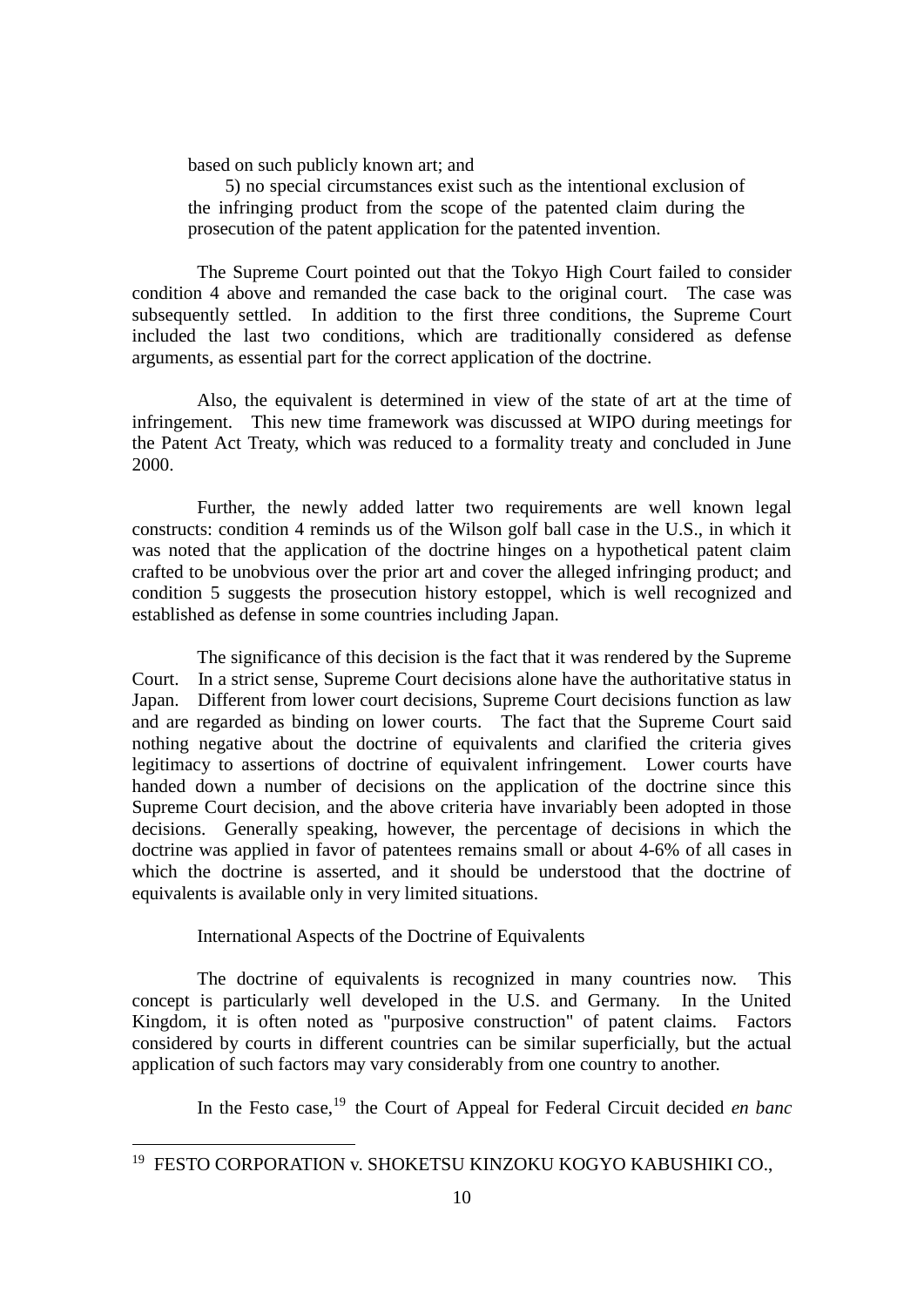based on such publicly known art; and

5) no special circumstances exist such as the intentional exclusion of the infringing product from the scope of the patented claim during the prosecution of the patent application for the patented invention.

The Supreme Court pointed out that the Tokyo High Court failed to consider condition 4 above and remanded the case back to the original court. The case was subsequently settled. In addition to the first three conditions, the Supreme Court included the last two conditions, which are traditionally considered as defense arguments, as essential part for the correct application of the doctrine.

Also, the equivalent is determined in view of the state of art at the time of infringement. This new time framework was discussed at WIPO during meetings for the Patent Act Treaty, which was reduced to a formality treaty and concluded in June 2000.

Further, the newly added latter two requirements are well known legal constructs: condition 4 reminds us of the Wilson golf ball case in the U.S., in which it was noted that the application of the doctrine hinges on a hypothetical patent claim crafted to be unobvious over the prior art and cover the alleged infringing product; and condition 5 suggests the prosecution history estoppel, which is well recognized and established as defense in some countries including Japan.

The significance of this decision is the fact that it was rendered by the Supreme Court. In a strict sense, Supreme Court decisions alone have the authoritative status in Japan. Different from lower court decisions, Supreme Court decisions function as law and are regarded as binding on lower courts. The fact that the Supreme Court said nothing negative about the doctrine of equivalents and clarified the criteria gives legitimacy to assertions of doctrine of equivalent infringement. Lower courts have handed down a number of decisions on the application of the doctrine since this Supreme Court decision, and the above criteria have invariably been adopted in those decisions. Generally speaking, however, the percentage of decisions in which the doctrine was applied in favor of patentees remains small or about 4-6% of all cases in which the doctrine is asserted, and it should be understood that the doctrine of equivalents is available only in very limited situations.

International Aspects of the Doctrine of Equivalents

The doctrine of equivalents is recognized in many countries now. This concept is particularly well developed in the U.S. and Germany. In the United Kingdom, it is often noted as "purposive construction" of patent claims. Factors considered by courts in different countries can be similar superficially, but the actual application of such factors may vary considerably from one country to another.

In the Festo case,[19] the Court of Appeal for Federal Circuit decided *en banc*

---

[19] FESTO CORPORATION v. SHOKETSU KINZOKU KOGYO KABUSHIKI CO.,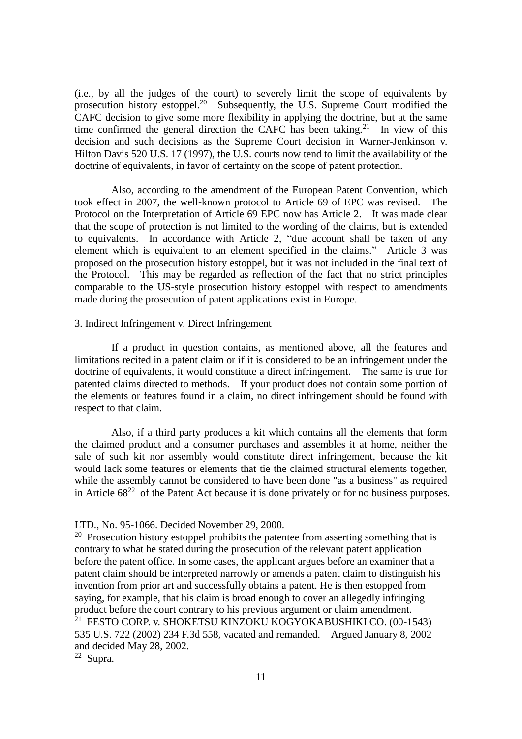(i.e., by all the judges of the court) to severely limit the scope of equivalents by prosecution history estoppel.[20] Subsequently, the U.S. Supreme Court modified the CAFC decision to give some more flexibility in applying the doctrine, but at the same time confirmed the general direction the CAFC has been taking.[21] In view of this decision and such decisions as the Supreme Court decision in Warner-Jenkinson v. Hilton Davis 520 U.S. 17 (1997), the U.S. courts now tend to limit the availability of the doctrine of equivalents, in favor of certainty on the scope of patent protection.

Also, according to the amendment of the European Patent Convention, which took effect in 2007, the well-known protocol to Article 69 of EPC was revised. The Protocol on the Interpretation of Article 69 EPC now has Article 2. It was made clear that the scope of protection is not limited to the wording of the claims, but is extended to equivalents. In accordance with Article 2, "due account shall be taken of any element which is equivalent to an element specified in the claims." Article 3 was proposed on the prosecution history estoppel, but it was not included in the final text of the Protocol. This may be regarded as reflection of the fact that no strict principles comparable to the US-style prosecution history estoppel with respect to amendments made during the prosecution of patent applications exist in Europe.

3. Indirect Infringement v. Direct Infringement

If a product in question contains, as mentioned above, all the features and limitations recited in a patent claim or if it is considered to be an infringement under the doctrine of equivalents, it would constitute a direct infringement. The same is true for patented claims directed to methods. If your product does not contain some portion of the elements or features found in a claim, no direct infringement should be found with respect to that claim.

Also, if a third party produces a kit which contains all the elements that form the claimed product and a consumer purchases and assembles it at home, neither the sale of such kit nor assembly would constitute direct infringement, because the kit would lack some features or elements that tie the claimed structural elements together, while the assembly cannot be considered to have been done "as a business" as required in Article 68[22] of the Patent Act because it is done privately or for no business purposes.

---

LTD., No. 95-1066. Decided November 29, 2000.

[20] Prosecution history estoppel prohibits the patentee from asserting something that is contrary to what he stated during the prosecution of the relevant patent application before the patent office. In some cases, the applicant argues before an examiner that a patent claim should be interpreted narrowly or amends a patent claim to distinguish his invention from prior art and successfully obtains a patent. He is then estopped from saying, for example, that his claim is broad enough to cover an allegedly infringing product before the court contrary to his previous argument or claim amendment.

[21] FESTO CORP. v. SHOKETSU KINZOKU KOGYOKABUSHIKI CO. (00-1543) 535 U.S. 722 (2002) 234 F.3d 558, vacated and remanded. Argued January 8, 2002 and decided May 28, 2002.

[22] Supra.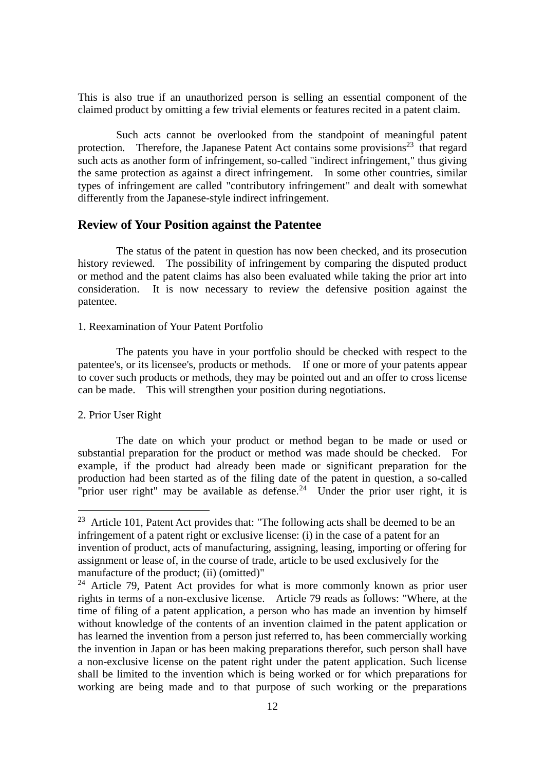This is also true if an unauthorized person is selling an essential component of the claimed product by omitting a few trivial elements or features recited in a patent claim.

Such acts cannot be overlooked from the standpoint of meaningful patent protection. Therefore, the Japanese Patent Act contains some provisions[23] that regard such acts as another form of infringement, so-called "indirect infringement," thus giving the same protection as against a direct infringement. In some other countries, similar types of infringement are called "contributory infringement" and dealt with somewhat differently from the Japanese-style indirect infringement.

## Review of Your Position against the Patentee

The status of the patent in question has now been checked, and its prosecution history reviewed. The possibility of infringement by comparing the disputed product or method and the patent claims has also been evaluated while taking the prior art into consideration. It is now necessary to review the defensive position against the patentee.

1. Reexamination of Your Patent Portfolio

The patents you have in your portfolio should be checked with respect to the patentee's, or its licensee's, products or methods. If one or more of your patents appear to cover such products or methods, they may be pointed out and an offer to cross license can be made. This will strengthen your position during negotiations.

2. Prior User Right

The date on which your product or method began to be made or used or substantial preparation for the product or method was made should be checked. For example, if the product had already been made or significant preparation for the production had been started as of the filing date of the patent in question, a so-called "prior user right" may be available as defense.[24] Under the prior user right, it is

---

[23] Article 101, Patent Act provides that: "The following acts shall be deemed to be an infringement of a patent right or exclusive license: (i) in the case of a patent for an invention of product, acts of manufacturing, assigning, leasing, importing or offering for assignment or lease of, in the course of trade, article to be used exclusively for the manufacture of the product; (ii) (omitted)"

[24] Article 79, Patent Act provides for what is more commonly known as prior user rights in terms of a non-exclusive license. Article 79 reads as follows: "Where, at the time of filing of a patent application, a person who has made an invention by himself without knowledge of the contents of an invention claimed in the patent application or has learned the invention from a person just referred to, has been commercially working the invention in Japan or has been making preparations therefor, such person shall have a non-exclusive license on the patent right under the patent application. Such license shall be limited to the invention which is being worked or for which preparations for working are being made and to that purpose of such working or the preparations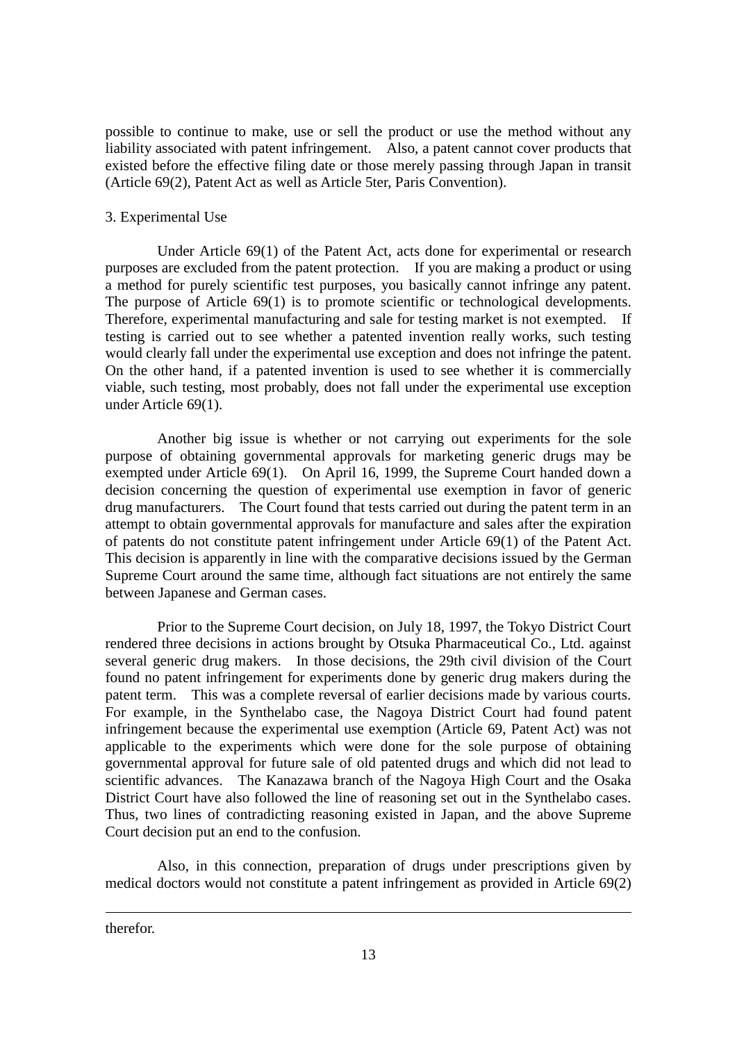possible to continue to make, use or sell the product or use the method without any liability associated with patent infringement. Also, a patent cannot cover products that existed before the effective filing date or those merely passing through Japan in transit (Article 69(2), Patent Act as well as Article 5ter, Paris Convention).

### 3. Experimental Use

Under Article 69(1) of the Patent Act, acts done for experimental or research purposes are excluded from the patent protection. If you are making a product or using a method for purely scientific test purposes, you basically cannot infringe any patent. The purpose of Article 69(1) is to promote scientific or technological developments. Therefore, experimental manufacturing and sale for testing market is not exempted. If testing is carried out to see whether a patented invention really works, such testing would clearly fall under the experimental use exception and does not infringe the patent. On the other hand, if a patented invention is used to see whether it is commercially viable, such testing, most probably, does not fall under the experimental use exception under Article 69(1).

Another big issue is whether or not carrying out experiments for the sole purpose of obtaining governmental approvals for marketing generic drugs may be exempted under Article 69(1). On April 16, 1999, the Supreme Court handed down a decision concerning the question of experimental use exemption in favor of generic drug manufacturers. The Court found that tests carried out during the patent term in an attempt to obtain governmental approvals for manufacture and sales after the expiration of patents do not constitute patent infringement under Article 69(1) of the Patent Act. This decision is apparently in line with the comparative decisions issued by the German Supreme Court around the same time, although fact situations are not entirely the same between Japanese and German cases.

Prior to the Supreme Court decision, on July 18, 1997, the Tokyo District Court rendered three decisions in actions brought by Otsuka Pharmaceutical Co., Ltd. against several generic drug makers. In those decisions, the 29th civil division of the Court found no patent infringement for experiments done by generic drug makers during the patent term. This was a complete reversal of earlier decisions made by various courts. For example, in the Synthelabo case, the Nagoya District Court had found patent infringement because the experimental use exemption (Article 69, Patent Act) was not applicable to the experiments which were done for the sole purpose of obtaining governmental approval for future sale of old patented drugs and which did not lead to scientific advances. The Kanazawa branch of the Nagoya High Court and the Osaka District Court have also followed the line of reasoning set out in the Synthelabo cases. Thus, two lines of contradicting reasoning existed in Japan, and the above Supreme Court decision put an end to the confusion.

Also, in this connection, preparation of drugs under prescriptions given by medical doctors would not constitute a patent infringement as provided in Article 69(2)

---

therefor.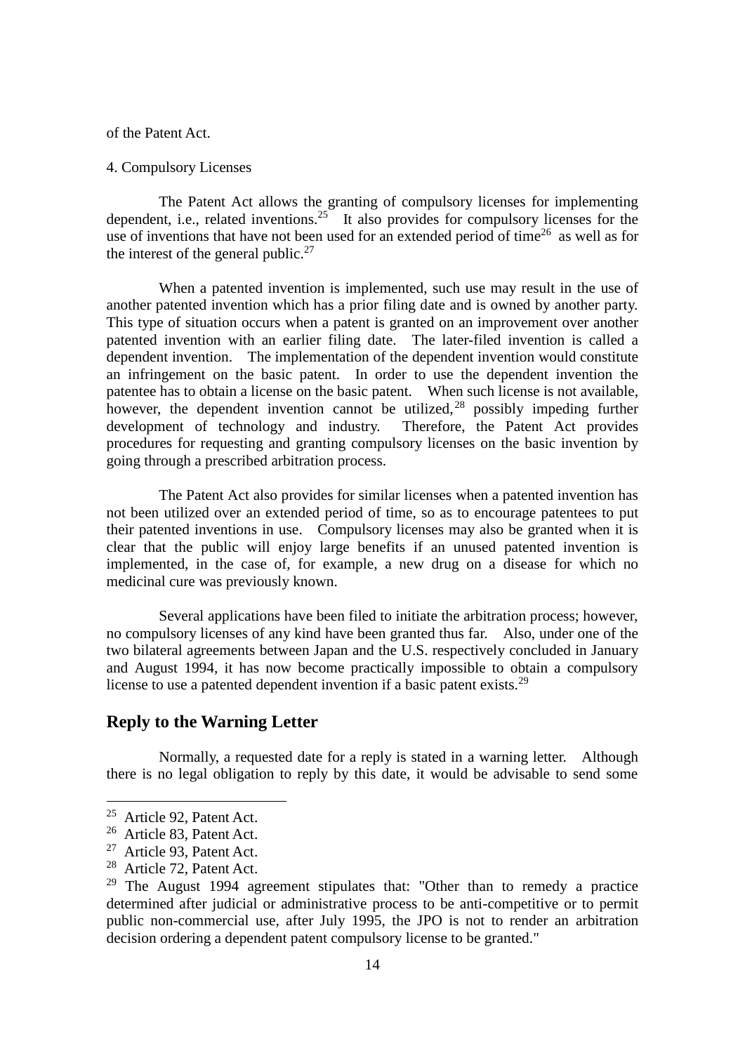of the Patent Act.

4. Compulsory Licenses

The Patent Act allows the granting of compulsory licenses for implementing dependent, i.e., related inventions.[25] It also provides for compulsory licenses for the use of inventions that have not been used for an extended period of time[26] as well as for the interest of the general public.[27]

When a patented invention is implemented, such use may result in the use of another patented invention which has a prior filing date and is owned by another party. This type of situation occurs when a patent is granted on an improvement over another patented invention with an earlier filing date. The later-filed invention is called a dependent invention. The implementation of the dependent invention would constitute an infringement on the basic patent. In order to use the dependent invention the patentee has to obtain a license on the basic patent. When such license is not available, however, the dependent invention cannot be utilized,[28] possibly impeding further development of technology and industry. Therefore, the Patent Act provides procedures for requesting and granting compulsory licenses on the basic invention by going through a prescribed arbitration process.

The Patent Act also provides for similar licenses when a patented invention has not been utilized over an extended period of time, so as to encourage patentees to put their patented inventions in use. Compulsory licenses may also be granted when it is clear that the public will enjoy large benefits if an unused patented invention is implemented, in the case of, for example, a new drug on a disease for which no medicinal cure was previously known.

Several applications have been filed to initiate the arbitration process; however, no compulsory licenses of any kind have been granted thus far. Also, under one of the two bilateral agreements between Japan and the U.S. respectively concluded in January and August 1994, it has now become practically impossible to obtain a compulsory license to use a patented dependent invention if a basic patent exists.[29]

## Reply to the Warning Letter

Normally, a requested date for a reply is stated in a warning letter. Although there is no legal obligation to reply by this date, it would be advisable to send some

---

[25] Article 92, Patent Act.

[26] Article 83, Patent Act.

[27] Article 93, Patent Act.

[28] Article 72, Patent Act.

[29] The August 1994 agreement stipulates that: "Other than to remedy a practice determined after judicial or administrative process to be anti-competitive or to permit public non-commercial use, after July 1995, the JPO is not to render an arbitration decision ordering a dependent patent compulsory license to be granted."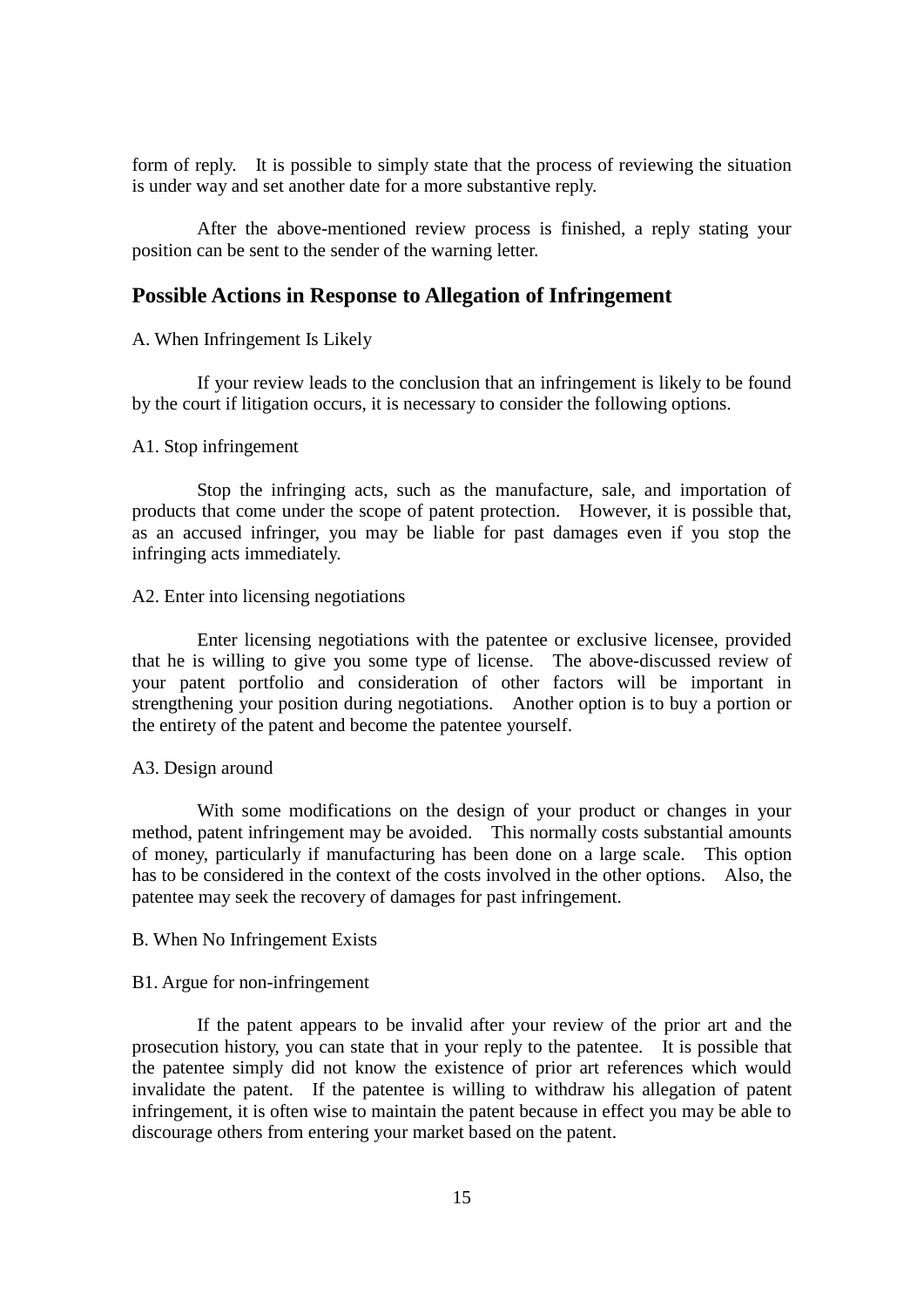form of reply. It is possible to simply state that the process of reviewing the situation is under way and set another date for a more substantive reply.

After the above-mentioned review process is finished, a reply stating your position can be sent to the sender of the warning letter.

## Possible Actions in Response to Allegation of Infringement

A. When Infringement Is Likely

If your review leads to the conclusion that an infringement is likely to be found by the court if litigation occurs, it is necessary to consider the following options.

A1. Stop infringement

Stop the infringing acts, such as the manufacture, sale, and importation of products that come under the scope of patent protection. However, it is possible that, as an accused infringer, you may be liable for past damages even if you stop the infringing acts immediately.

A2. Enter into licensing negotiations

Enter licensing negotiations with the patentee or exclusive licensee, provided that he is willing to give you some type of license. The above-discussed review of your patent portfolio and consideration of other factors will be important in strengthening your position during negotiations. Another option is to buy a portion or the entirety of the patent and become the patentee yourself.

A3. Design around

With some modifications on the design of your product or changes in your method, patent infringement may be avoided. This normally costs substantial amounts of money, particularly if manufacturing has been done on a large scale. This option has to be considered in the context of the costs involved in the other options. Also, the patentee may seek the recovery of damages for past infringement.

B. When No Infringement Exists

B1. Argue for non-infringement

If the patent appears to be invalid after your review of the prior art and the prosecution history, you can state that in your reply to the patentee. It is possible that the patentee simply did not know the existence of prior art references which would invalidate the patent. If the patentee is willing to withdraw his allegation of patent infringement, it is often wise to maintain the patent because in effect you may be able to discourage others from entering your market based on the patent.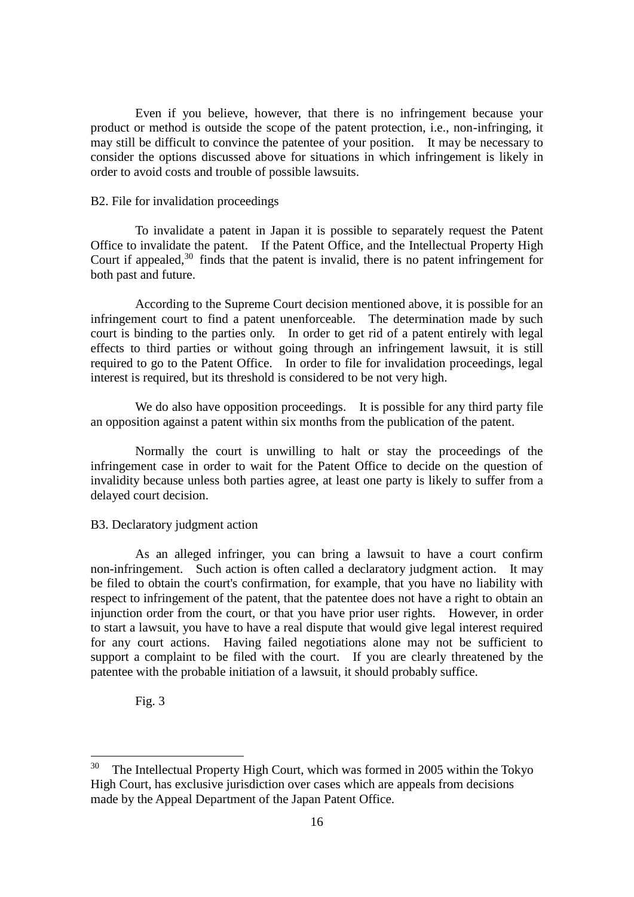Even if you believe, however, that there is no infringement because your product or method is outside the scope of the patent protection, i.e., non-infringing, it may still be difficult to convince the patentee of your position. It may be necessary to consider the options discussed above for situations in which infringement is likely in order to avoid costs and trouble of possible lawsuits.

B2. File for invalidation proceedings

To invalidate a patent in Japan it is possible to separately request the Patent Office to invalidate the patent. If the Patent Office, and the Intellectual Property High Court if appealed,[30] finds that the patent is invalid, there is no patent infringement for both past and future.

According to the Supreme Court decision mentioned above, it is possible for an infringement court to find a patent unenforceable. The determination made by such court is binding to the parties only. In order to get rid of a patent entirely with legal effects to third parties or without going through an infringement lawsuit, it is still required to go to the Patent Office. In order to file for invalidation proceedings, legal interest is required, but its threshold is considered to be not very high.

We do also have opposition proceedings. It is possible for any third party file an opposition against a patent within six months from the publication of the patent.

Normally the court is unwilling to halt or stay the proceedings of the infringement case in order to wait for the Patent Office to decide on the question of invalidity because unless both parties agree, at least one party is likely to suffer from a delayed court decision.

B3. Declaratory judgment action

As an alleged infringer, you can bring a lawsuit to have a court confirm non-infringement. Such action is often called a declaratory judgment action. It may be filed to obtain the court's confirmation, for example, that you have no liability with respect to infringement of the patent, that the patentee does not have a right to obtain an injunction order from the court, or that you have prior user rights. However, in order to start a lawsuit, you have to have a real dispute that would give legal interest required for any court actions. Having failed negotiations alone may not be sufficient to support a complaint to be filed with the court. If you are clearly threatened by the patentee with the probable initiation of a lawsuit, it should probably suffice.

Fig. 3

---

[30] The Intellectual Property High Court, which was formed in 2005 within the Tokyo High Court, has exclusive jurisdiction over cases which are appeals from decisions made by the Appeal Department of the Japan Patent Office.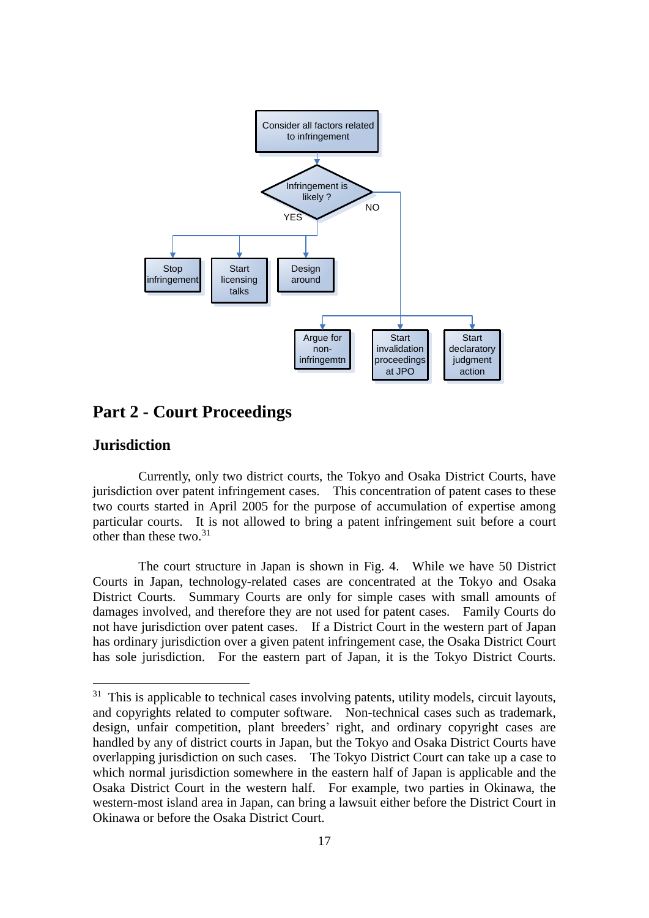Consider all factors related to infringement

Infringement is likely ?

YES

- Stop infringement
- Start licensing talks
- Design around

NO

- Argue for non-infringemtn
- Start invalidation proceedings at JPO
- Start declaratory judgment action

## Part 2 - Court Proceedings

### Jurisdiction

Currently, only two district courts, the Tokyo and Osaka District Courts, have jurisdiction over patent infringement cases. This concentration of patent cases to these two courts started in April 2005 for the purpose of accumulation of expertise among particular courts. It is not allowed to bring a patent infringement suit before a court other than these two.[31]

The court structure in Japan is shown in Fig. 4. While we have 50 District Courts in Japan, technology-related cases are concentrated at the Tokyo and Osaka District Courts. Summary Courts are only for simple cases with small amounts of damages involved, and therefore they are not used for patent cases. Family Courts do not have jurisdiction over patent cases. If a District Court in the western part of Japan has ordinary jurisdiction over a given patent infringement case, the Osaka District Court has sole jurisdiction. For the eastern part of Japan, it is the Tokyo District Courts.

---

[31] This is applicable to technical cases involving patents, utility models, circuit layouts, and copyrights related to computer software. Non-technical cases such as trademark, design, unfair competition, plant breeders' right, and ordinary copyright cases are handled by any of district courts in Japan, but the Tokyo and Osaka District Courts have overlapping jurisdiction on such cases. The Tokyo District Court can take up a case to which normal jurisdiction somewhere in the eastern half of Japan is applicable and the Osaka District Court in the western half. For example, two parties in Okinawa, the western-most island area in Japan, can bring a lawsuit either before the District Court in Okinawa or before the Osaka District Court.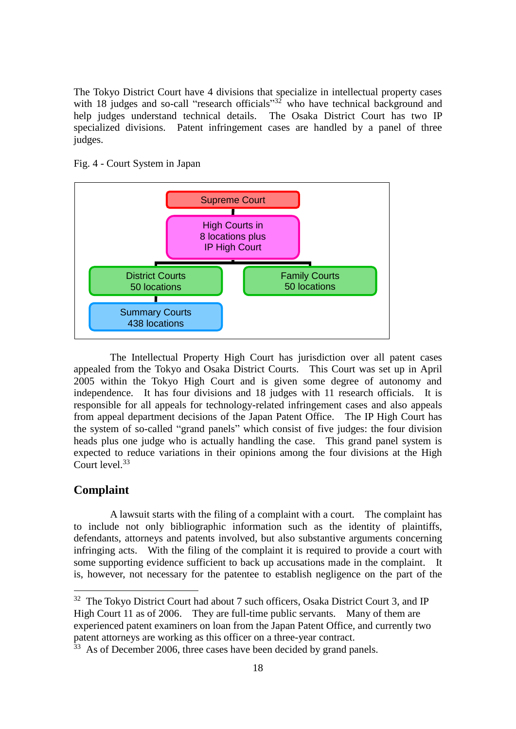The Tokyo District Court have 4 divisions that specialize in intellectual property cases with 18 judges and so-call "research officials"[32] who have technical background and help judges understand technical details. The Osaka District Court has two IP specialized divisions. Patent infringement cases are handled by a panel of three judges.

Fig. 4 - Court System in Japan

Supreme Court

High Courts in 8 locations plus IP High Court

District Courts 50 locations

Family Courts 50 locations

Summary Courts 438 locations

The Intellectual Property High Court has jurisdiction over all patent cases appealed from the Tokyo and Osaka District Courts. This Court was set up in April 2005 within the Tokyo High Court and is given some degree of autonomy and independence. It has four divisions and 18 judges with 11 research officials. It is responsible for all appeals for technology-related infringement cases and also appeals from appeal department decisions of the Japan Patent Office. The IP High Court has the system of so-called "grand panels" which consist of five judges: the four division heads plus one judge who is actually handling the case. This grand panel system is expected to reduce variations in their opinions among the four divisions at the High Court level.[33]

## Complaint

A lawsuit starts with the filing of a complaint with a court. The complaint has to include not only bibliographic information such as the identity of plaintiffs, defendants, attorneys and patents involved, but also substantive arguments concerning infringing acts. With the filing of the complaint it is required to provide a court with some supporting evidence sufficient to back up accusations made in the complaint. It is, however, not necessary for the patentee to establish negligence on the part of the

---

[32] The Tokyo District Court had about 7 such officers, Osaka District Court 3, and IP High Court 11 as of 2006. They are full-time public servants. Many of them are experienced patent examiners on loan from the Japan Patent Office, and currently two patent attorneys are working as this officer on a three-year contract.

[33] As of December 2006, three cases have been decided by grand panels.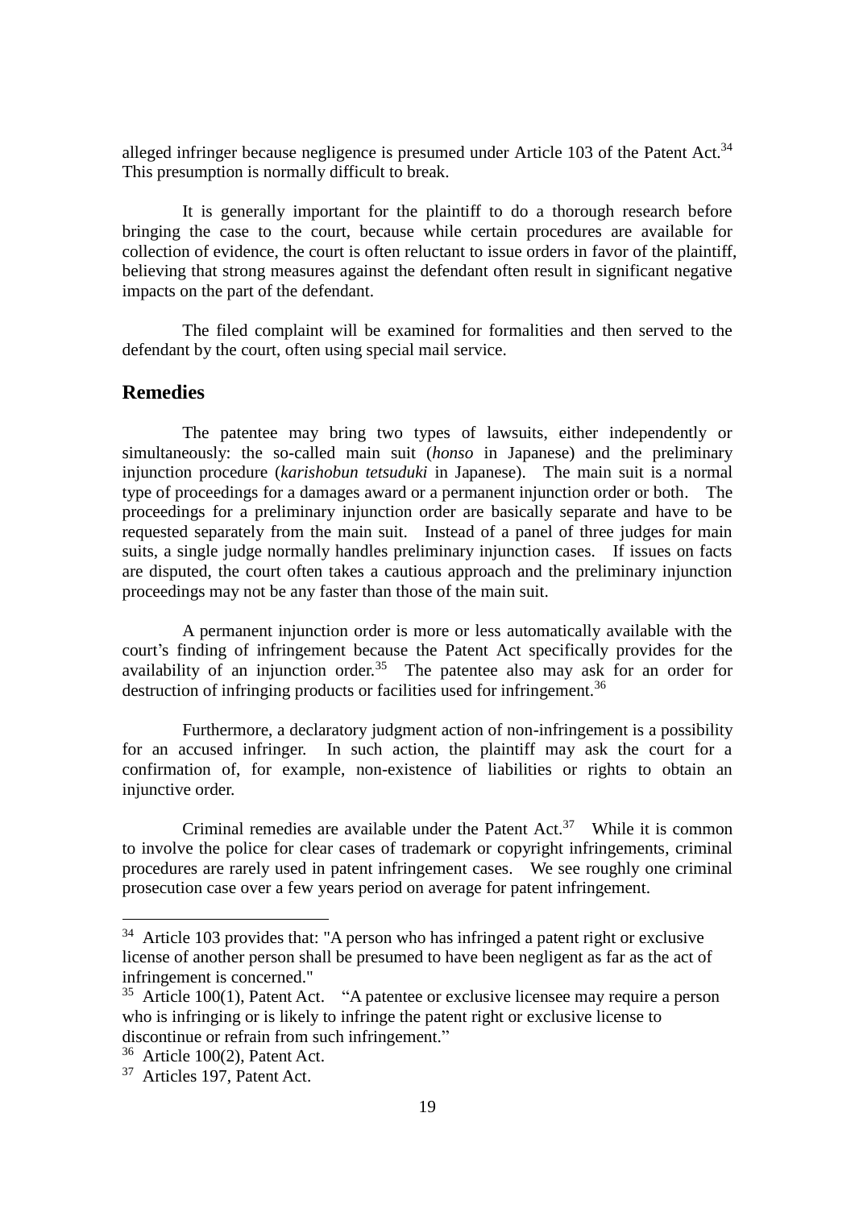alleged infringer because negligence is presumed under Article 103 of the Patent Act.[34] This presumption is normally difficult to break.

It is generally important for the plaintiff to do a thorough research before bringing the case to the court, because while certain procedures are available for collection of evidence, the court is often reluctant to issue orders in favor of the plaintiff, believing that strong measures against the defendant often result in significant negative impacts on the part of the defendant.

The filed complaint will be examined for formalities and then served to the defendant by the court, often using special mail service.

## Remedies

The patentee may bring two types of lawsuits, either independently or simultaneously: the so-called main suit (*honso* in Japanese) and the preliminary injunction procedure (*karishobun tetsuduki* in Japanese). The main suit is a normal type of proceedings for a damages award or a permanent injunction order or both. The proceedings for a preliminary injunction order are basically separate and have to be requested separately from the main suit. Instead of a panel of three judges for main suits, a single judge normally handles preliminary injunction cases. If issues on facts are disputed, the court often takes a cautious approach and the preliminary injunction proceedings may not be any faster than those of the main suit.

A permanent injunction order is more or less automatically available with the court's finding of infringement because the Patent Act specifically provides for the availability of an injunction order.[35] The patentee also may ask for an order for destruction of infringing products or facilities used for infringement.[36]

Furthermore, a declaratory judgment action of non-infringement is a possibility for an accused infringer. In such action, the plaintiff may ask the court for a confirmation of, for example, non-existence of liabilities or rights to obtain an injunctive order.

Criminal remedies are available under the Patent Act.[37] While it is common to involve the police for clear cases of trademark or copyright infringements, criminal procedures are rarely used in patent infringement cases. We see roughly one criminal prosecution case over a few years period on average for patent infringement.

---

[34] Article 103 provides that: "A person who has infringed a patent right or exclusive license of another person shall be presumed to have been negligent as far as the act of infringement is concerned."

[35] Article 100(1), Patent Act. "A patentee or exclusive licensee may require a person who is infringing or is likely to infringe the patent right or exclusive license to discontinue or refrain from such infringement."

[36] Article 100(2), Patent Act.

[37] Articles 197, Patent Act.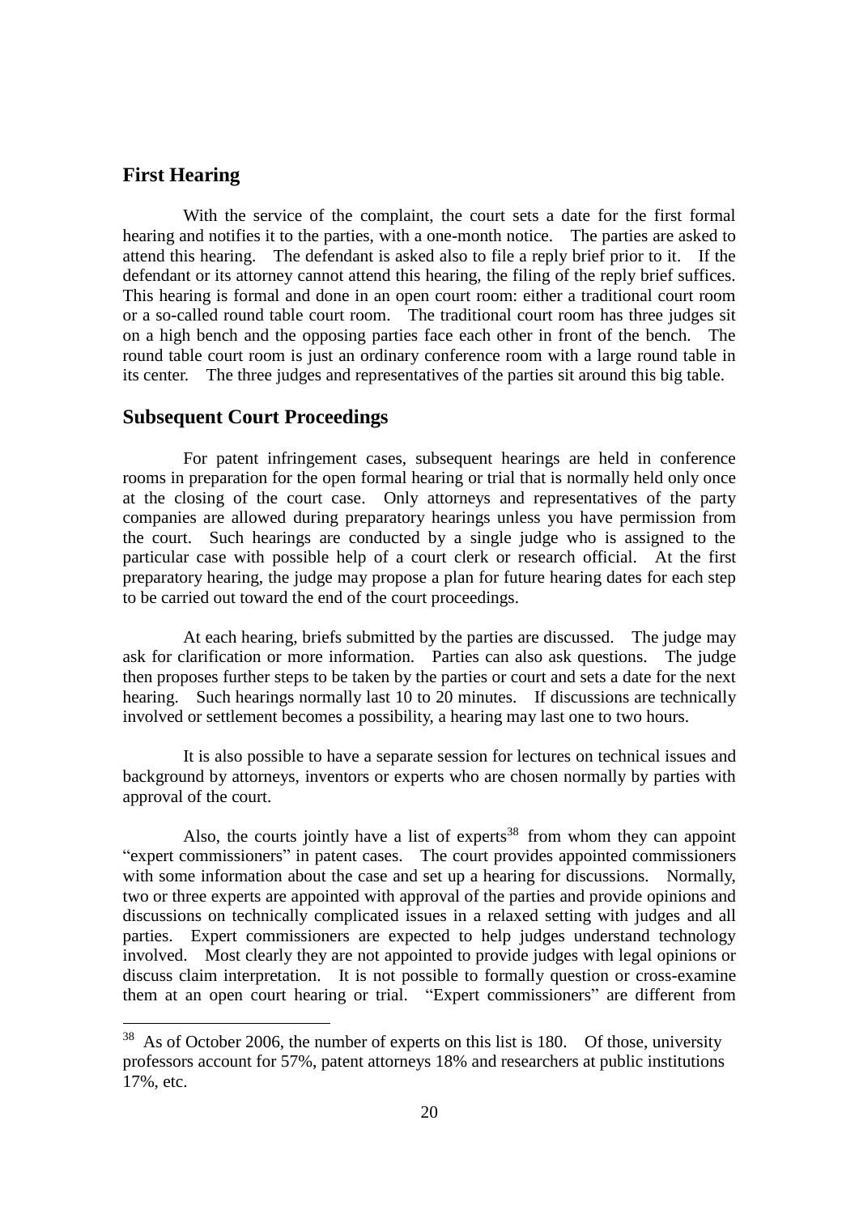## First Hearing

With the service of the complaint, the court sets a date for the first formal hearing and notifies it to the parties, with a one-month notice. The parties are asked to attend this hearing. The defendant is asked also to file a reply brief prior to it. If the defendant or its attorney cannot attend this hearing, the filing of the reply brief suffices. This hearing is formal and done in an open court room: either a traditional court room or a so-called round table court room. The traditional court room has three judges sit on a high bench and the opposing parties face each other in front of the bench. The round table court room is just an ordinary conference room with a large round table in its center. The three judges and representatives of the parties sit around this big table.

## Subsequent Court Proceedings

For patent infringement cases, subsequent hearings are held in conference rooms in preparation for the open formal hearing or trial that is normally held only once at the closing of the court case. Only attorneys and representatives of the party companies are allowed during preparatory hearings unless you have permission from the court. Such hearings are conducted by a single judge who is assigned to the particular case with possible help of a court clerk or research official. At the first preparatory hearing, the judge may propose a plan for future hearing dates for each step to be carried out toward the end of the court proceedings.

At each hearing, briefs submitted by the parties are discussed. The judge may ask for clarification or more information. Parties can also ask questions. The judge then proposes further steps to be taken by the parties or court and sets a date for the next hearing. Such hearings normally last 10 to 20 minutes. If discussions are technically involved or settlement becomes a possibility, a hearing may last one to two hours.

It is also possible to have a separate session for lectures on technical issues and background by attorneys, inventors or experts who are chosen normally by parties with approval of the court.

Also, the courts jointly have a list of experts[38] from whom they can appoint "expert commissioners" in patent cases. The court provides appointed commissioners with some information about the case and set up a hearing for discussions. Normally, two or three experts are appointed with approval of the parties and provide opinions and discussions on technically complicated issues in a relaxed setting with judges and all parties. Expert commissioners are expected to help judges understand technology involved. Most clearly they are not appointed to provide judges with legal opinions or discuss claim interpretation. It is not possible to formally question or cross-examine them at an open court hearing or trial. "Expert commissioners" are different from

---

[38] As of October 2006, the number of experts on this list is 180. Of those, university professors account for 57%, patent attorneys 18% and researchers at public institutions 17%, etc.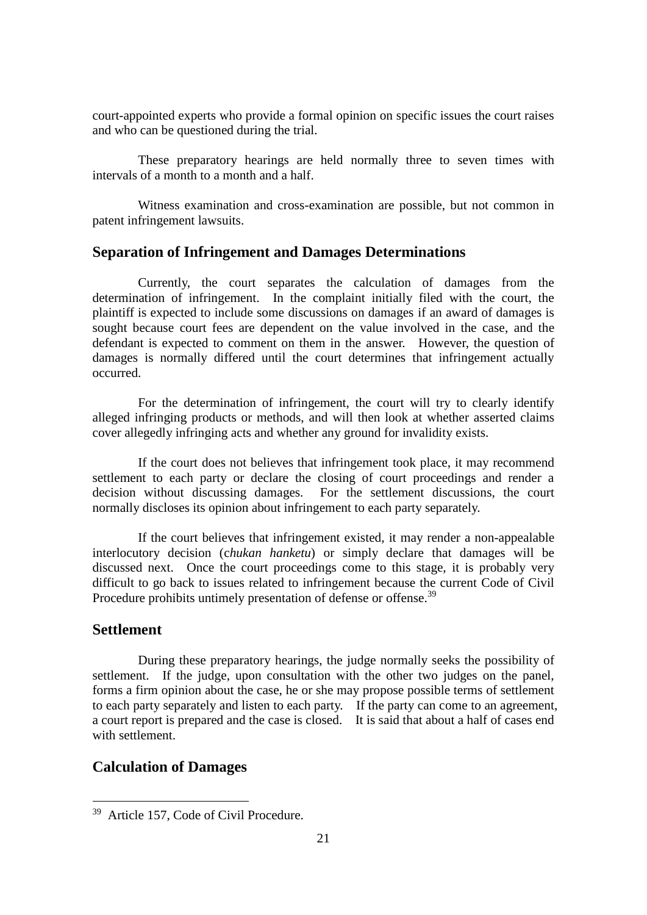court-appointed experts who provide a formal opinion on specific issues the court raises and who can be questioned during the trial.

These preparatory hearings are held normally three to seven times with intervals of a month to a month and a half.

Witness examination and cross-examination are possible, but not common in patent infringement lawsuits.

## Separation of Infringement and Damages Determinations

Currently, the court separates the calculation of damages from the determination of infringement. In the complaint initially filed with the court, the plaintiff is expected to include some discussions on damages if an award of damages is sought because court fees are dependent on the value involved in the case, and the defendant is expected to comment on them in the answer. However, the question of damages is normally differed until the court determines that infringement actually occurred.

For the determination of infringement, the court will try to clearly identify alleged infringing products or methods, and will then look at whether asserted claims cover allegedly infringing acts and whether any ground for invalidity exists.

If the court does not believes that infringement took place, it may recommend settlement to each party or declare the closing of court proceedings and render a decision without discussing damages. For the settlement discussions, the court normally discloses its opinion about infringement to each party separately.

If the court believes that infringement existed, it may render a non-appealable interlocutory decision (c*hukan hanketu*) or simply declare that damages will be discussed next. Once the court proceedings come to this stage, it is probably very difficult to go back to issues related to infringement because the current Code of Civil Procedure prohibits untimely presentation of defense or offense.[39]

## Settlement

During these preparatory hearings, the judge normally seeks the possibility of settlement. If the judge, upon consultation with the other two judges on the panel, forms a firm opinion about the case, he or she may propose possible terms of settlement to each party separately and listen to each party. If the party can come to an agreement, a court report is prepared and the case is closed. It is said that about a half of cases end with settlement.

## Calculation of Damages

---

[39] Article 157, Code of Civil Procedure.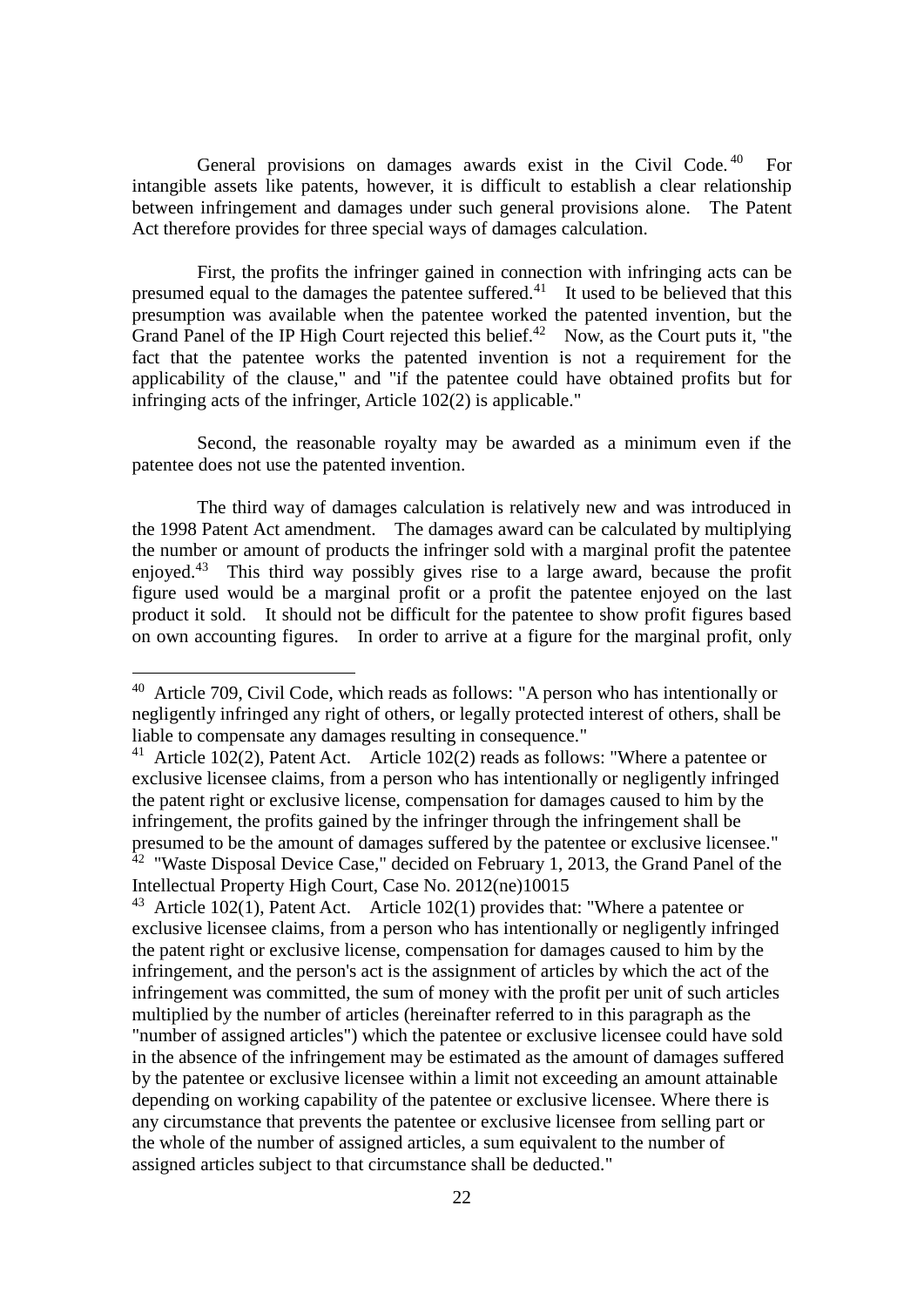General provisions on damages awards exist in the Civil Code.[40] For intangible assets like patents, however, it is difficult to establish a clear relationship between infringement and damages under such general provisions alone. The Patent Act therefore provides for three special ways of damages calculation.

First, the profits the infringer gained in connection with infringing acts can be presumed equal to the damages the patentee suffered.[41] It used to be believed that this presumption was available when the patentee worked the patented invention, but the Grand Panel of the IP High Court rejected this belief.[42] Now, as the Court puts it, "the fact that the patentee works the patented invention is not a requirement for the applicability of the clause," and "if the patentee could have obtained profits but for infringing acts of the infringer, Article 102(2) is applicable."

Second, the reasonable royalty may be awarded as a minimum even if the patentee does not use the patented invention.

The third way of damages calculation is relatively new and was introduced in the 1998 Patent Act amendment. The damages award can be calculated by multiplying the number or amount of products the infringer sold with a marginal profit the patentee enjoyed.[43] This third way possibly gives rise to a large award, because the profit figure used would be a marginal profit or a profit the patentee enjoyed on the last product it sold. It should not be difficult for the patentee to show profit figures based on own accounting figures. In order to arrive at a figure for the marginal profit, only

---

[40] Article 709, Civil Code, which reads as follows: "A person who has intentionally or negligently infringed any right of others, or legally protected interest of others, shall be liable to compensate any damages resulting in consequence."

[41] Article 102(2), Patent Act. Article 102(2) reads as follows: "Where a patentee or exclusive licensee claims, from a person who has intentionally or negligently infringed the patent right or exclusive license, compensation for damages caused to him by the infringement, the profits gained by the infringer through the infringement shall be presumed to be the amount of damages suffered by the patentee or exclusive licensee."

[42] "Waste Disposal Device Case," decided on February 1, 2013, the Grand Panel of the Intellectual Property High Court, Case No. 2012(ne)10015

[43] Article 102(1), Patent Act. Article 102(1) provides that: "Where a patentee or exclusive licensee claims, from a person who has intentionally or negligently infringed the patent right or exclusive license, compensation for damages caused to him by the infringement, and the person's act is the assignment of articles by which the act of the infringement was committed, the sum of money with the profit per unit of such articles multiplied by the number of articles (hereinafter referred to in this paragraph as the "number of assigned articles") which the patentee or exclusive licensee could have sold in the absence of the infringement may be estimated as the amount of damages suffered by the patentee or exclusive licensee within a limit not exceeding an amount attainable depending on working capability of the patentee or exclusive licensee. Where there is any circumstance that prevents the patentee or exclusive licensee from selling part or the whole of the number of assigned articles, a sum equivalent to the number of assigned articles subject to that circumstance shall be deducted."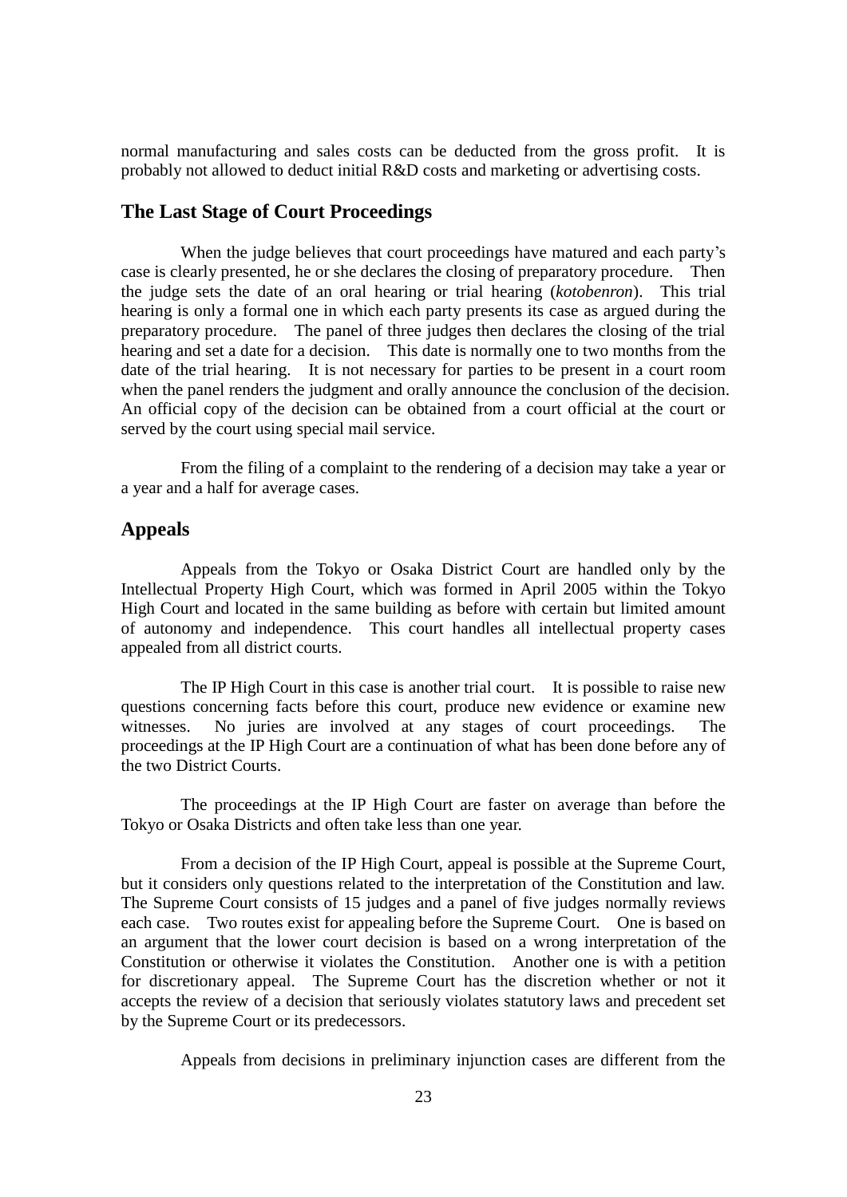normal manufacturing and sales costs can be deducted from the gross profit. It is probably not allowed to deduct initial R&D costs and marketing or advertising costs.

## The Last Stage of Court Proceedings

When the judge believes that court proceedings have matured and each party's case is clearly presented, he or she declares the closing of preparatory procedure. Then the judge sets the date of an oral hearing or trial hearing (*kotobenron*). This trial hearing is only a formal one in which each party presents its case as argued during the preparatory procedure. The panel of three judges then declares the closing of the trial hearing and set a date for a decision. This date is normally one to two months from the date of the trial hearing. It is not necessary for parties to be present in a court room when the panel renders the judgment and orally announce the conclusion of the decision. An official copy of the decision can be obtained from a court official at the court or served by the court using special mail service.

From the filing of a complaint to the rendering of a decision may take a year or a year and a half for average cases.

## Appeals

Appeals from the Tokyo or Osaka District Court are handled only by the Intellectual Property High Court, which was formed in April 2005 within the Tokyo High Court and located in the same building as before with certain but limited amount of autonomy and independence. This court handles all intellectual property cases appealed from all district courts.

The IP High Court in this case is another trial court. It is possible to raise new questions concerning facts before this court, produce new evidence or examine new witnesses. No juries are involved at any stages of court proceedings. The proceedings at the IP High Court are a continuation of what has been done before any of the two District Courts.

The proceedings at the IP High Court are faster on average than before the Tokyo or Osaka Districts and often take less than one year.

From a decision of the IP High Court, appeal is possible at the Supreme Court, but it considers only questions related to the interpretation of the Constitution and law. The Supreme Court consists of 15 judges and a panel of five judges normally reviews each case. Two routes exist for appealing before the Supreme Court. One is based on an argument that the lower court decision is based on a wrong interpretation of the Constitution or otherwise it violates the Constitution. Another one is with a petition for discretionary appeal. The Supreme Court has the discretion whether or not it accepts the review of a decision that seriously violates statutory laws and precedent set by the Supreme Court or its predecessors.

Appeals from decisions in preliminary injunction cases are different from the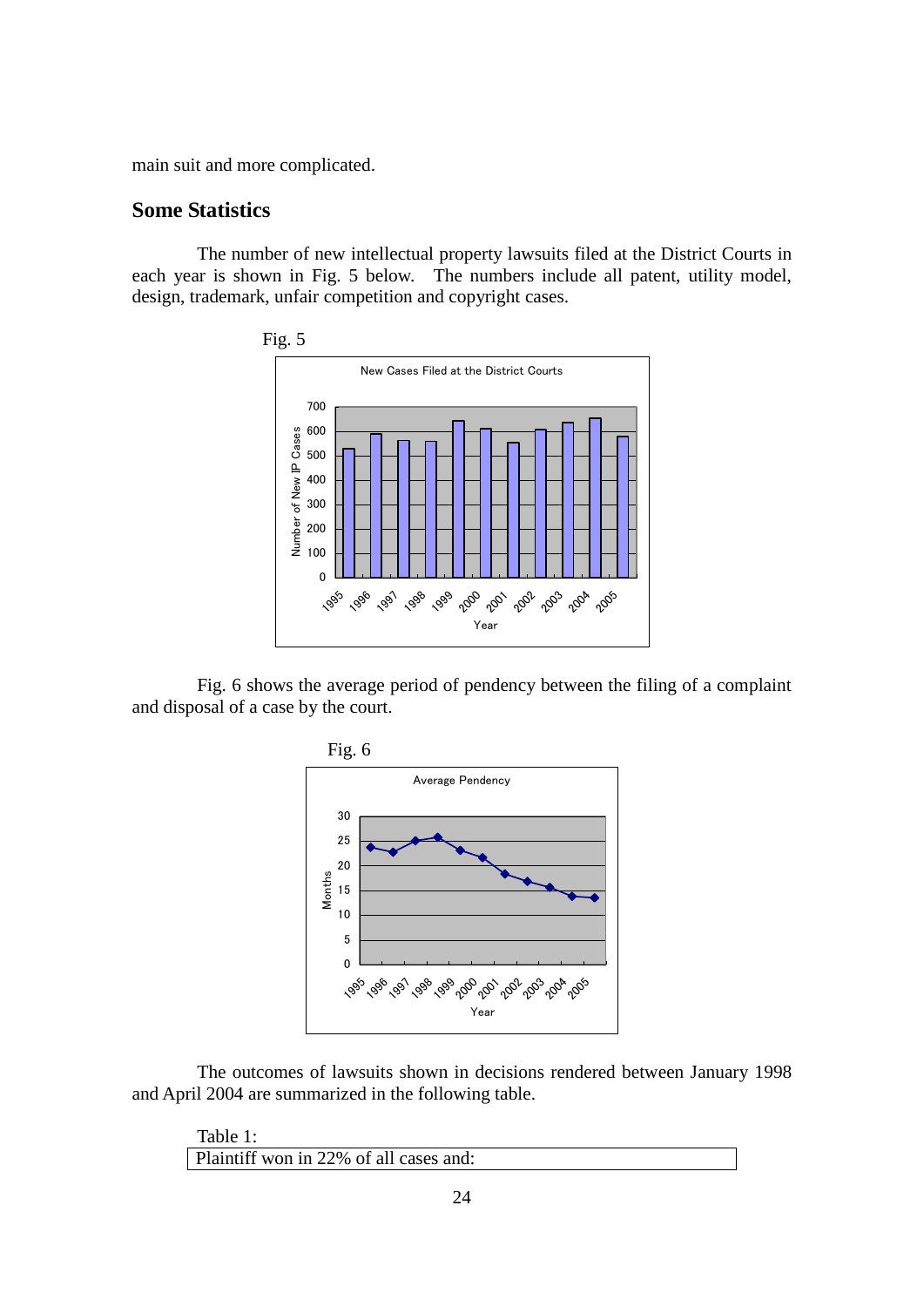main suit and more complicated.

## Some Statistics

The number of new intellectual property lawsuits filed at the District Courts in each year is shown in Fig. 5 below. The numbers include all patent, utility model, design, trademark, unfair competition and copyright cases.

Fig. 5

Fig. 6 shows the average period of pendency between the filing of a complaint and disposal of a case by the court.

Fig. 6

The outcomes of lawsuits shown in decisions rendered between January 1998 and April 2004 are summarized in the following table.

Table 1:

| Plaintiff won in 22% of all cases and: |
|---|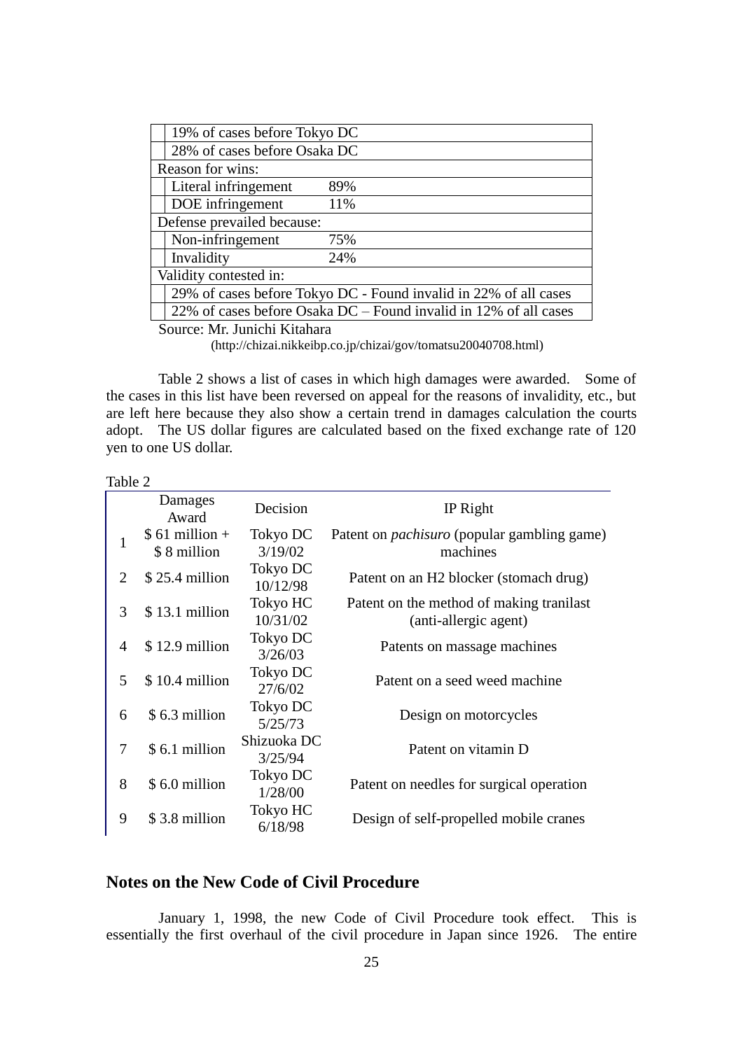| | |
|---|---|
| | 19% of cases before Tokyo DC |
| | 28% of cases before Osaka DC |
| Reason for wins: | |
| | Literal infringement 89% |
| | DOE infringement 11% |
| Defense prevailed because: | |
| | Non-infringement 75% |
| | Invalidity 24% |
| Validity contested in: | |
| | 29% of cases before Tokyo DC - Found invalid in 22% of all cases |
| | 22% of cases before Osaka DC – Found invalid in 12% of all cases |

Source: Mr. Junichi Kitahara
(http://chizai.nikkeibp.co.jp/chizai/gov/tomatsu20040708.html)

Table 2 shows a list of cases in which high damages were awarded. Some of the cases in this list have been reversed on appeal for the reasons of invalidity, etc., but are left here because they also show a certain trend in damages calculation the courts adopt. The US dollar figures are calculated based on the fixed exchange rate of 120 yen to one US dollar.

Table 2

| | Damages Award | Decision | IP Right |
|---|---|---|---|
| 1 | $ 61 million + $ 8 million | Tokyo DC 3/19/02 | Patent on *pachisuro* (popular gambling game) machines |
| 2 | $ 25.4 million | Tokyo DC 10/12/98 | Patent on an H2 blocker (stomach drug) |
| 3 | $ 13.1 million | Tokyo HC 10/31/02 | Patent on the method of making tranilast (anti-allergic agent) |
| 4 | $ 12.9 million | Tokyo DC 3/26/03 | Patents on massage machines |
| 5 | $ 10.4 million | Tokyo DC 27/6/02 | Patent on a seed weed machine |
| 6 | $ 6.3 million | Tokyo DC 5/25/73 | Design on motorcycles |
| 7 | $ 6.1 million | Shizuoka DC 3/25/94 | Patent on vitamin D |
| 8 | $ 6.0 million | Tokyo DC 1/28/00 | Patent on needles for surgical operation |
| 9 | $ 3.8 million | Tokyo HC 6/18/98 | Design of self-propelled mobile cranes |

## Notes on the New Code of Civil Procedure

January 1, 1998, the new Code of Civil Procedure took effect. This is essentially the first overhaul of the civil procedure in Japan since 1926. The entire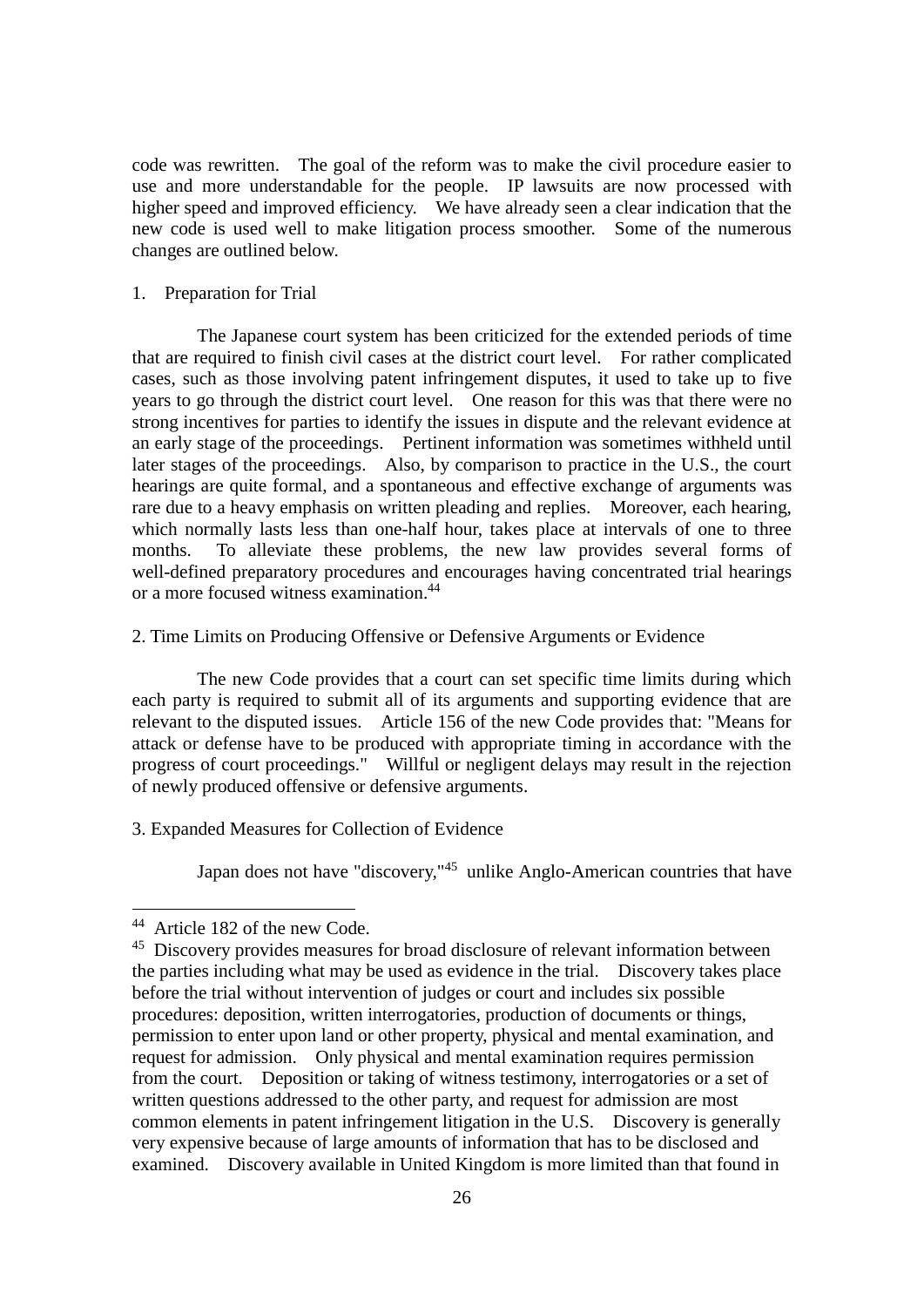code was rewritten. The goal of the reform was to make the civil procedure easier to use and more understandable for the people. IP lawsuits are now processed with higher speed and improved efficiency. We have already seen a clear indication that the new code is used well to make litigation process smoother. Some of the numerous changes are outlined below.

1. Preparation for Trial

The Japanese court system has been criticized for the extended periods of time that are required to finish civil cases at the district court level. For rather complicated cases, such as those involving patent infringement disputes, it used to take up to five years to go through the district court level. One reason for this was that there were no strong incentives for parties to identify the issues in dispute and the relevant evidence at an early stage of the proceedings. Pertinent information was sometimes withheld until later stages of the proceedings. Also, by comparison to practice in the U.S., the court hearings are quite formal, and a spontaneous and effective exchange of arguments was rare due to a heavy emphasis on written pleading and replies. Moreover, each hearing, which normally lasts less than one-half hour, takes place at intervals of one to three months. To alleviate these problems, the new law provides several forms of well-defined preparatory procedures and encourages having concentrated trial hearings or a more focused witness examination.[44]

2. Time Limits on Producing Offensive or Defensive Arguments or Evidence

The new Code provides that a court can set specific time limits during which each party is required to submit all of its arguments and supporting evidence that are relevant to the disputed issues. Article 156 of the new Code provides that: "Means for attack or defense have to be produced with appropriate timing in accordance with the progress of court proceedings." Willful or negligent delays may result in the rejection of newly produced offensive or defensive arguments.

3. Expanded Measures for Collection of Evidence

Japan does not have "discovery,"[45] unlike Anglo-American countries that have

---

[44] Article 182 of the new Code.

[45] Discovery provides measures for broad disclosure of relevant information between the parties including what may be used as evidence in the trial. Discovery takes place before the trial without intervention of judges or court and includes six possible procedures: deposition, written interrogatories, production of documents or things, permission to enter upon land or other property, physical and mental examination, and request for admission. Only physical and mental examination requires permission from the court. Deposition or taking of witness testimony, interrogatories or a set of written questions addressed to the other party, and request for admission are most common elements in patent infringement litigation in the U.S. Discovery is generally very expensive because of large amounts of information that has to be disclosed and examined. Discovery available in United Kingdom is more limited than that found in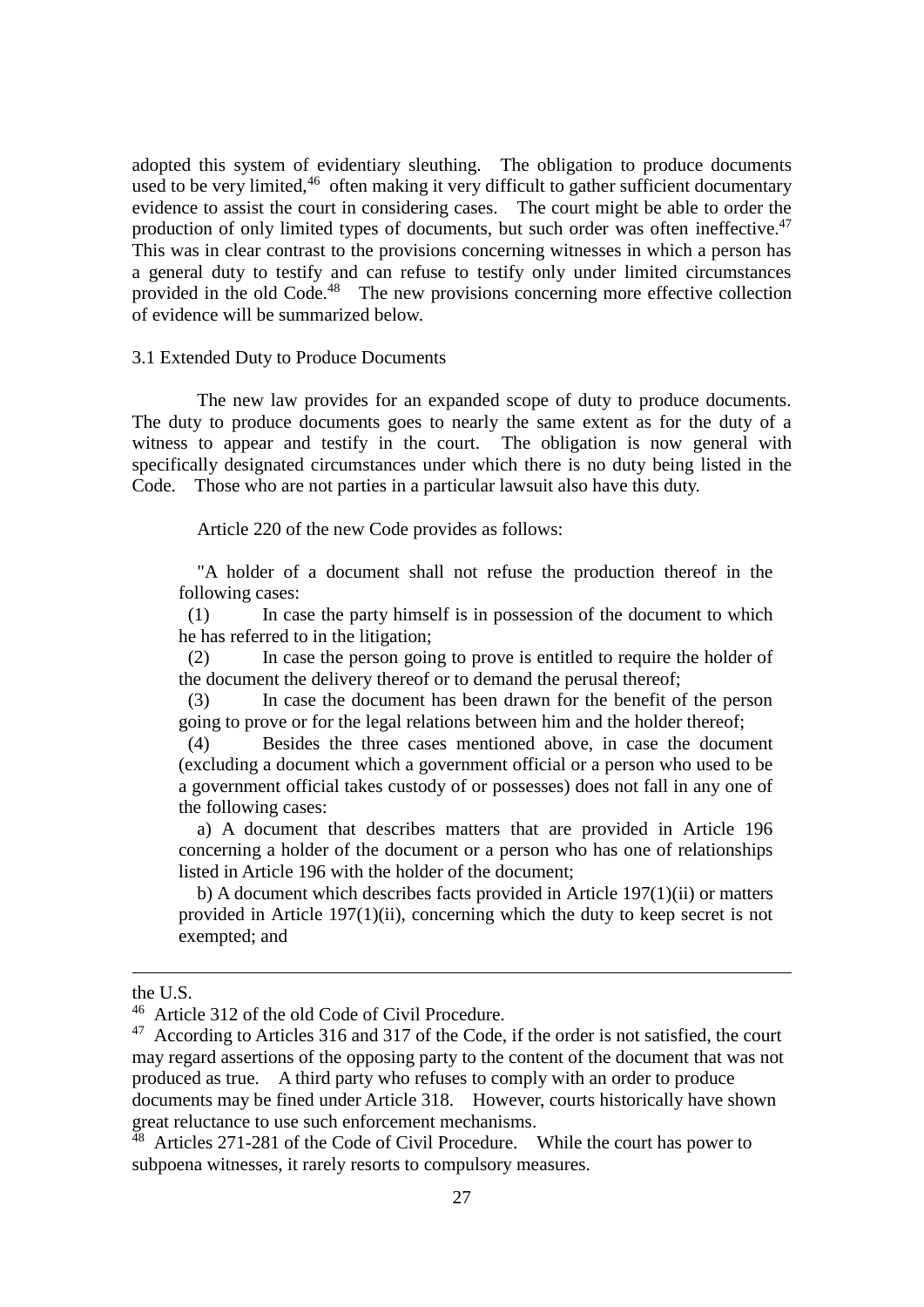adopted this system of evidentiary sleuthing. The obligation to produce documents used to be very limited,[46] often making it very difficult to gather sufficient documentary evidence to assist the court in considering cases. The court might be able to order the production of only limited types of documents, but such order was often ineffective.[47] This was in clear contrast to the provisions concerning witnesses in which a person has a general duty to testify and can refuse to testify only under limited circumstances provided in the old Code.[48] The new provisions concerning more effective collection of evidence will be summarized below.

### 3.1 Extended Duty to Produce Documents

The new law provides for an expanded scope of duty to produce documents. The duty to produce documents goes to nearly the same extent as for the duty of a witness to appear and testify in the court. The obligation is now general with specifically designated circumstances under which there is no duty being listed in the Code. Those who are not parties in a particular lawsuit also have this duty.

Article 220 of the new Code provides as follows:

> "A holder of a document shall not refuse the production thereof in the following cases:
>
> (1) In case the party himself is in possession of the document to which he has referred to in the litigation;
>
> (2) In case the person going to prove is entitled to require the holder of the document the delivery thereof or to demand the perusal thereof;
>
> (3) In case the document has been drawn for the benefit of the person going to prove or for the legal relations between him and the holder thereof;
>
> (4) Besides the three cases mentioned above, in case the document (excluding a document which a government official or a person who used to be a government official takes custody of or possesses) does not fall in any one of the following cases:
>
> a) A document that describes matters that are provided in Article 196 concerning a holder of the document or a person who has one of relationships listed in Article 196 with the holder of the document;
>
> b) A document which describes facts provided in Article 197(1)(ii) or matters provided in Article 197(1)(ii), concerning which the duty to keep secret is not exempted; and

---

the U.S.

[46] Article 312 of the old Code of Civil Procedure.

[47] According to Articles 316 and 317 of the Code, if the order is not satisfied, the court may regard assertions of the opposing party to the content of the document that was not produced as true. A third party who refuses to comply with an order to produce documents may be fined under Article 318. However, courts historically have shown great reluctance to use such enforcement mechanisms.

[48] Articles 271-281 of the Code of Civil Procedure. While the court has power to subpoena witnesses, it rarely resorts to compulsory measures.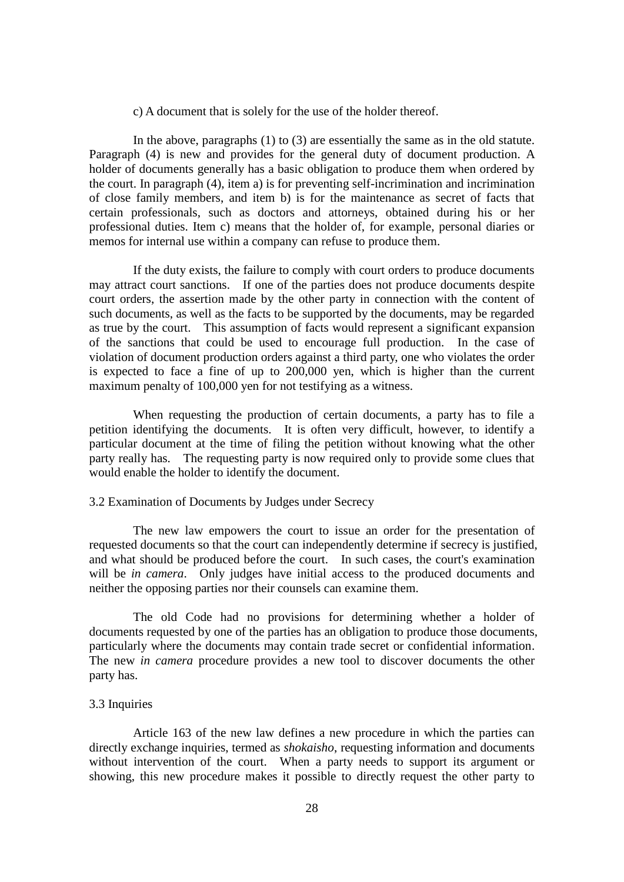c) A document that is solely for the use of the holder thereof.

In the above, paragraphs (1) to (3) are essentially the same as in the old statute. Paragraph (4) is new and provides for the general duty of document production. A holder of documents generally has a basic obligation to produce them when ordered by the court. In paragraph (4), item a) is for preventing self-incrimination and incrimination of close family members, and item b) is for the maintenance as secret of facts that certain professionals, such as doctors and attorneys, obtained during his or her professional duties. Item c) means that the holder of, for example, personal diaries or memos for internal use within a company can refuse to produce them.

If the duty exists, the failure to comply with court orders to produce documents may attract court sanctions. If one of the parties does not produce documents despite court orders, the assertion made by the other party in connection with the content of such documents, as well as the facts to be supported by the documents, may be regarded as true by the court. This assumption of facts would represent a significant expansion of the sanctions that could be used to encourage full production. In the case of violation of document production orders against a third party, one who violates the order is expected to face a fine of up to 200,000 yen, which is higher than the current maximum penalty of 100,000 yen for not testifying as a witness.

When requesting the production of certain documents, a party has to file a petition identifying the documents. It is often very difficult, however, to identify a particular document at the time of filing the petition without knowing what the other party really has. The requesting party is now required only to provide some clues that would enable the holder to identify the document.

### 3.2 Examination of Documents by Judges under Secrecy

The new law empowers the court to issue an order for the presentation of requested documents so that the court can independently determine if secrecy is justified, and what should be produced before the court. In such cases, the court's examination will be *in camera*. Only judges have initial access to the produced documents and neither the opposing parties nor their counsels can examine them.

The old Code had no provisions for determining whether a holder of documents requested by one of the parties has an obligation to produce those documents, particularly where the documents may contain trade secret or confidential information. The new *in camera* procedure provides a new tool to discover documents the other party has.

### 3.3 Inquiries

Article 163 of the new law defines a new procedure in which the parties can directly exchange inquiries, termed as *shokaisho*, requesting information and documents without intervention of the court. When a party needs to support its argument or showing, this new procedure makes it possible to directly request the other party to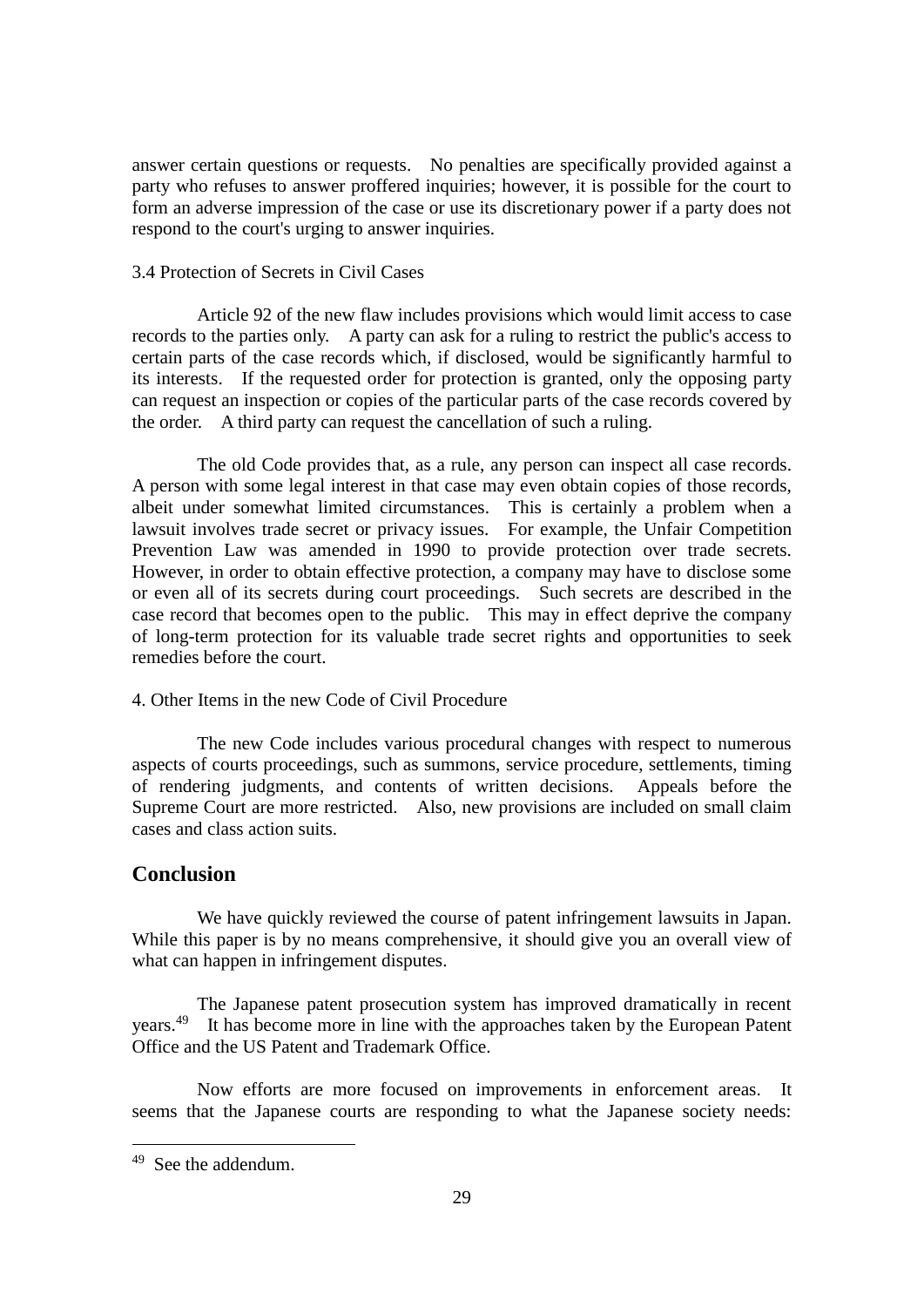answer certain questions or requests. No penalties are specifically provided against a party who refuses to answer proffered inquiries; however, it is possible for the court to form an adverse impression of the case or use its discretionary power if a party does not respond to the court's urging to answer inquiries.

3.4 Protection of Secrets in Civil Cases

Article 92 of the new flaw includes provisions which would limit access to case records to the parties only. A party can ask for a ruling to restrict the public's access to certain parts of the case records which, if disclosed, would be significantly harmful to its interests. If the requested order for protection is granted, only the opposing party can request an inspection or copies of the particular parts of the case records covered by the order. A third party can request the cancellation of such a ruling.

The old Code provides that, as a rule, any person can inspect all case records. A person with some legal interest in that case may even obtain copies of those records, albeit under somewhat limited circumstances. This is certainly a problem when a lawsuit involves trade secret or privacy issues. For example, the Unfair Competition Prevention Law was amended in 1990 to provide protection over trade secrets. However, in order to obtain effective protection, a company may have to disclose some or even all of its secrets during court proceedings. Such secrets are described in the case record that becomes open to the public. This may in effect deprive the company of long-term protection for its valuable trade secret rights and opportunities to seek remedies before the court.

4. Other Items in the new Code of Civil Procedure

The new Code includes various procedural changes with respect to numerous aspects of courts proceedings, such as summons, service procedure, settlements, timing of rendering judgments, and contents of written decisions. Appeals before the Supreme Court are more restricted. Also, new provisions are included on small claim cases and class action suits.

## Conclusion

We have quickly reviewed the course of patent infringement lawsuits in Japan. While this paper is by no means comprehensive, it should give you an overall view of what can happen in infringement disputes.

The Japanese patent prosecution system has improved dramatically in recent years.[49] It has become more in line with the approaches taken by the European Patent Office and the US Patent and Trademark Office.

Now efforts are more focused on improvements in enforcement areas. It seems that the Japanese courts are responding to what the Japanese society needs:

[49] See the addendum.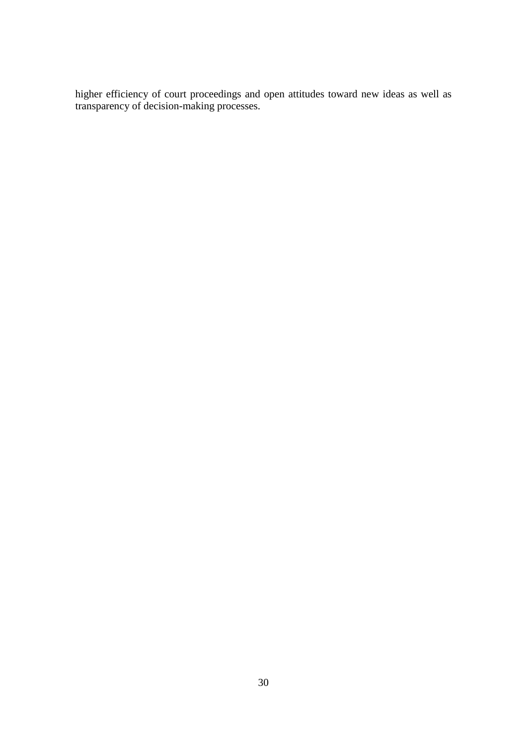higher efficiency of court proceedings and open attitudes toward new ideas as well as transparency of decision-making processes.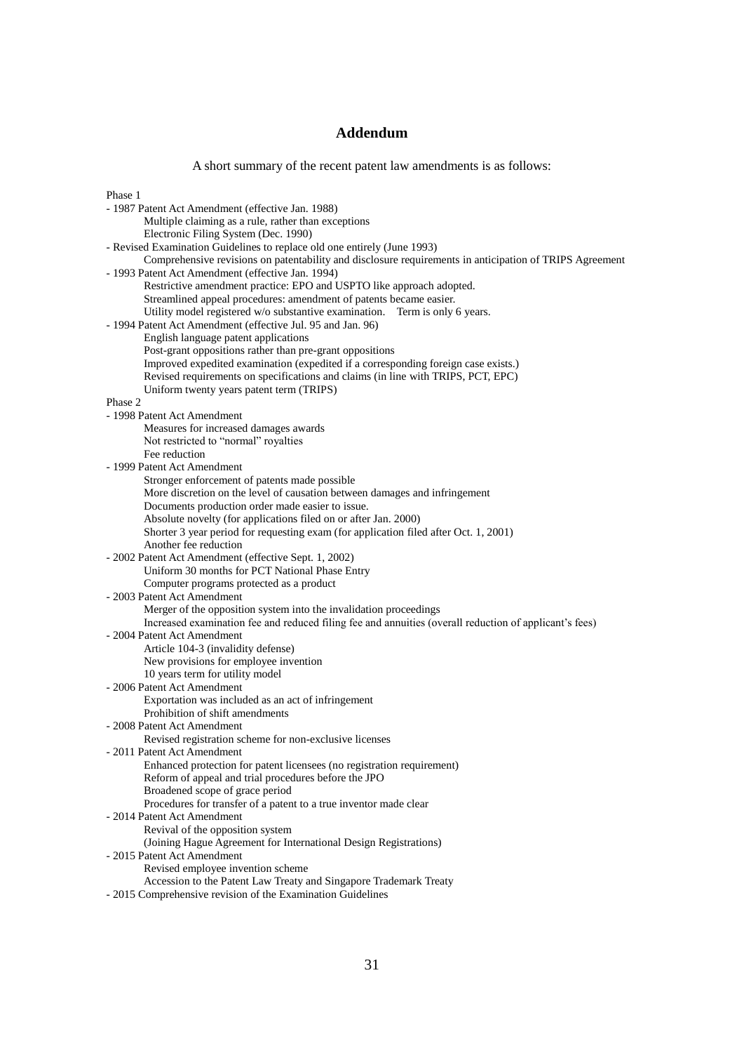# Addendum

A short summary of the recent patent law amendments is as follows:

Phase 1

- 1987 Patent Act Amendment (effective Jan. 1988)
    - Multiple claiming as a rule, rather than exceptions
    - Electronic Filing System (Dec. 1990)
- Revised Examination Guidelines to replace old one entirely (June 1993)
    - Comprehensive revisions on patentability and disclosure requirements in anticipation of TRIPS Agreement
- 1993 Patent Act Amendment (effective Jan. 1994)
    - Restrictive amendment practice: EPO and USPTO like approach adopted.
    - Streamlined appeal procedures: amendment of patents became easier.
    - Utility model registered w/o substantive examination. Term is only 6 years.
- 1994 Patent Act Amendment (effective Jul. 95 and Jan. 96)
    - English language patent applications
    - Post-grant oppositions rather than pre-grant oppositions
    - Improved expedited examination (expedited if a corresponding foreign case exists.)
    - Revised requirements on specifications and claims (in line with TRIPS, PCT, EPC)
    - Uniform twenty years patent term (TRIPS)

Phase 2

- 1998 Patent Act Amendment
    - Measures for increased damages awards
    - Not restricted to "normal" royalties
    - Fee reduction
- 1999 Patent Act Amendment
    - Stronger enforcement of patents made possible
    - More discretion on the level of causation between damages and infringement
    - Documents production order made easier to issue.
    - Absolute novelty (for applications filed on or after Jan. 2000)
    - Shorter 3 year period for requesting exam (for application filed after Oct. 1, 2001)
    - Another fee reduction
- 2002 Patent Act Amendment (effective Sept. 1, 2002)
    - Uniform 30 months for PCT National Phase Entry
    - Computer programs protected as a product
- 2003 Patent Act Amendment
    - Merger of the opposition system into the invalidation proceedings
    - Increased examination fee and reduced filing fee and annuities (overall reduction of applicant's fees)
- 2004 Patent Act Amendment
    - Article 104-3 (invalidity defense)
    - New provisions for employee invention
    - 10 years term for utility model
- 2006 Patent Act Amendment
    - Exportation was included as an act of infringement
    - Prohibition of shift amendments
- 2008 Patent Act Amendment
    - Revised registration scheme for non-exclusive licenses
- 2011 Patent Act Amendment
    - Enhanced protection for patent licensees (no registration requirement)
    - Reform of appeal and trial procedures before the JPO
    - Broadened scope of grace period
    - Procedures for transfer of a patent to a true inventor made clear
- 2014 Patent Act Amendment
    - Revival of the opposition system
    - (Joining Hague Agreement for International Design Registrations)
- 2015 Patent Act Amendment
    - Revised employee invention scheme
    - Accession to the Patent Law Treaty and Singapore Trademark Treaty
- 2015 Comprehensive revision of the Examination Guidelines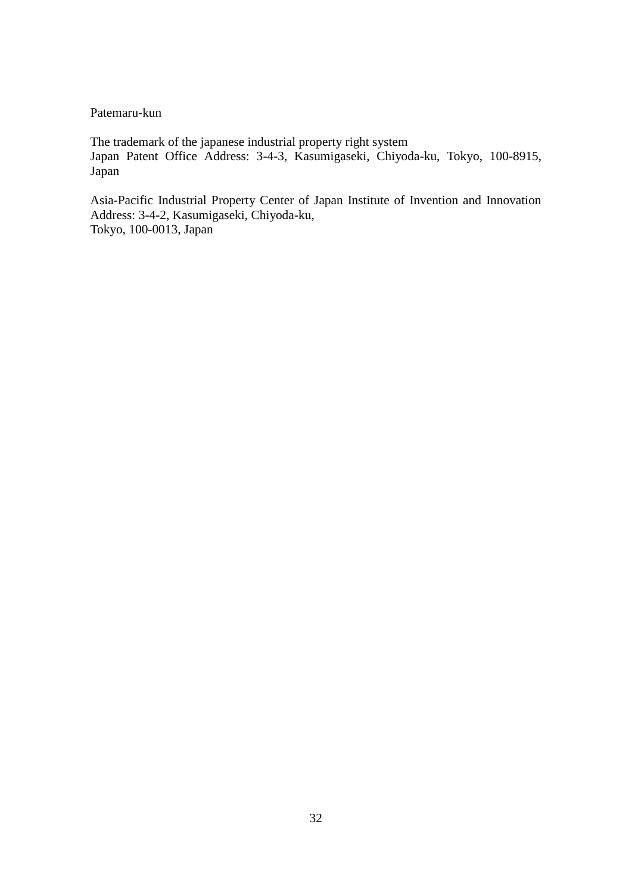Patemaru-kun

The trademark of the japanese industrial property right system
Japan Patent Office Address: 3-4-3, Kasumigaseki, Chiyoda-ku, Tokyo, 100-8915, Japan

Asia-Pacific Industrial Property Center of Japan Institute of Invention and Innovation Address: 3-4-2, Kasumigaseki, Chiyoda-ku,
Tokyo, 100-0013, Japan